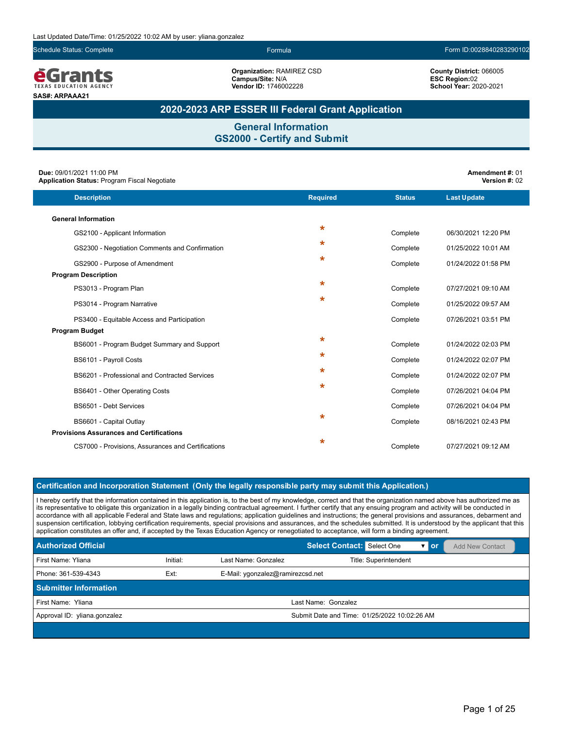Last Updated Date/Time: 01/25/2022 10:02 AM by user: yliana.gonzalez

Schedule Status: Complete | Formula | Form ID:0028840283290102

**eGrants** TEXAS EDUCATION AGENCY

**SAS#: ARPAAA21**

**Organization:** RAMIREZ CSD
**Campus/Site:** N/A
**Vendor ID:** 1746002228

**County District:** 066005
**ESC Region:** 02
**School Year:** 2020-2021

# 2020-2023 ARP ESSER III Federal Grant Application

## General Information
## GS2000 - Certify and Submit

**Due:** 09/01/2021 11:00 PM
**Application Status:** Program Fiscal Negotiate

**Amendment #:** 01
**Version #:** 02

| Description | Required | Status | Last Update |
|---|---|---|---|
| **General Information** | | | |
| GS2100 - Applicant Information | * | Complete | 06/30/2021 12:20 PM |
| GS2300 - Negotiation Comments and Confirmation | * | Complete | 01/25/2022 10:01 AM |
| GS2900 - Purpose of Amendment | * | Complete | 01/24/2022 01:58 PM |
| **Program Description** | | | |
| PS3013 - Program Plan | * | Complete | 07/27/2021 09:10 AM |
| PS3014 - Program Narrative | * | Complete | 01/25/2022 09:57 AM |
| PS3400 - Equitable Access and Participation | | Complete | 07/26/2021 03:51 PM |
| **Program Budget** | | | |
| BS6001 - Program Budget Summary and Support | * | Complete | 01/24/2022 02:03 PM |
| BS6101 - Payroll Costs | * | Complete | 01/24/2022 02:07 PM |
| BS6201 - Professional and Contracted Services | * | Complete | 01/24/2022 02:07 PM |
| BS6401 - Other Operating Costs | * | Complete | 07/26/2021 04:04 PM |
| BS6501 - Debt Services | | Complete | 07/26/2021 04:04 PM |
| BS6601 - Capital Outlay | * | Complete | 08/16/2021 02:43 PM |
| **Provisions Assurances and Certifications** | | | |
| CS7000 - Provisions, Assurances and Certifications | * | Complete | 07/27/2021 09:12 AM |

### Certification and Incorporation Statement (Only the legally responsible party may submit this Application.)

I hereby certify that the information contained in this application is, to the best of my knowledge, correct and that the organization named above has authorized me as its representative to obligate this organization in a legally binding contractual agreement. I further certify that any ensuing program and activity will be conducted in accordance with all applicable Federal and State laws and regulations; application guidelines and instructions; the general provisions and assurances, debarment and suspension certification, lobbying certification requirements, special provisions and assurances, and the schedules submitted. It is understood by the applicant that this application constitutes an offer and, if accepted by the Texas Education Agency or renegotiated to acceptance, will form a binding agreement.

### Authorized Official

Select Contact: Select One or Add New Contact

| | | | |
|---|---|---|---|
| First Name: Yliana | Initial: | Last Name: Gonzalez | Title: Superintendent |
| Phone: 361-539-4343 | Ext: | E-Mail: ygonzalez@ramirezcsd.net | |

### Submitter Information

| | |
|---|---|
| First Name: Yliana | Last Name: Gonzalez |
| Approval ID: yliana.gonzalez | Submit Date and Time: 01/25/2022 10:02:26 AM |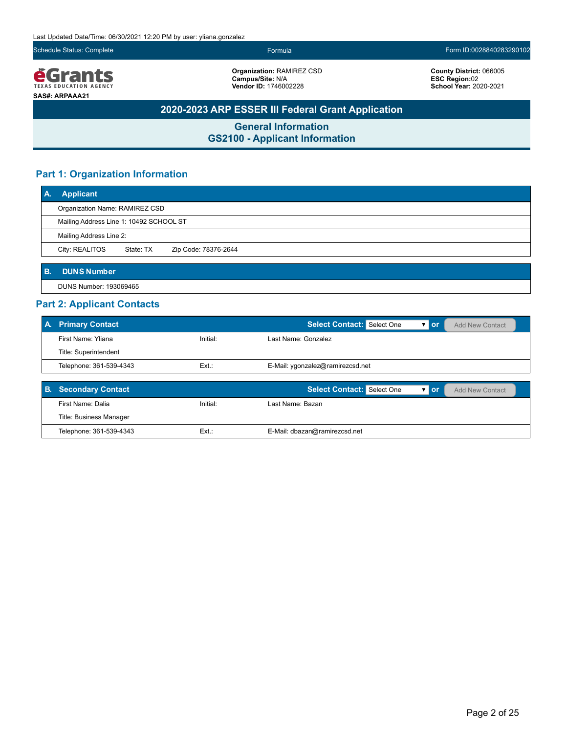Last Updated Date/Time: 06/30/2021 12:20 PM by user: yliana.gonzalez

Schedule Status: Complete | Formula | Form ID:0028840283290102

**eGrants** TEXAS EDUCATION AGENCY

**SAS#: ARPAAA21**

**Organization:** RAMIREZ CSD
**Campus/Site:** N/A
**Vendor ID:** 1746002228

**County District:** 066005
**ESC Region:**02
**School Year:** 2020-2021

# 2020-2023 ARP ESSER III Federal Grant Application

## General Information
## GS2100 - Applicant Information

## Part 1: Organization Information

### A. Applicant

Organization Name: RAMIREZ CSD

Mailing Address Line 1: 10492 SCHOOL ST

Mailing Address Line 2:

City: REALITOS State: TX Zip Code: 78376-2644

### B. DUNS Number

DUNS Number: 193069465

## Part 2: Applicant Contacts

### A. Primary Contact

Select Contact: Select One or Add New Contact

| | | |
|---|---|---|
| First Name: Yliana | Initial: | Last Name: Gonzalez |
| Title: Superintendent | | |
| Telephone: 361-539-4343 | Ext.: | E-Mail: ygonzalez@ramirezcsd.net |

### B. Secondary Contact

Select Contact: Select One or Add New Contact

| | | |
|---|---|---|
| First Name: Dalia | Initial: | Last Name: Bazan |
| Title: Business Manager | | |
| Telephone: 361-539-4343 | Ext.: | E-Mail: dbazan@ramirezcsd.net |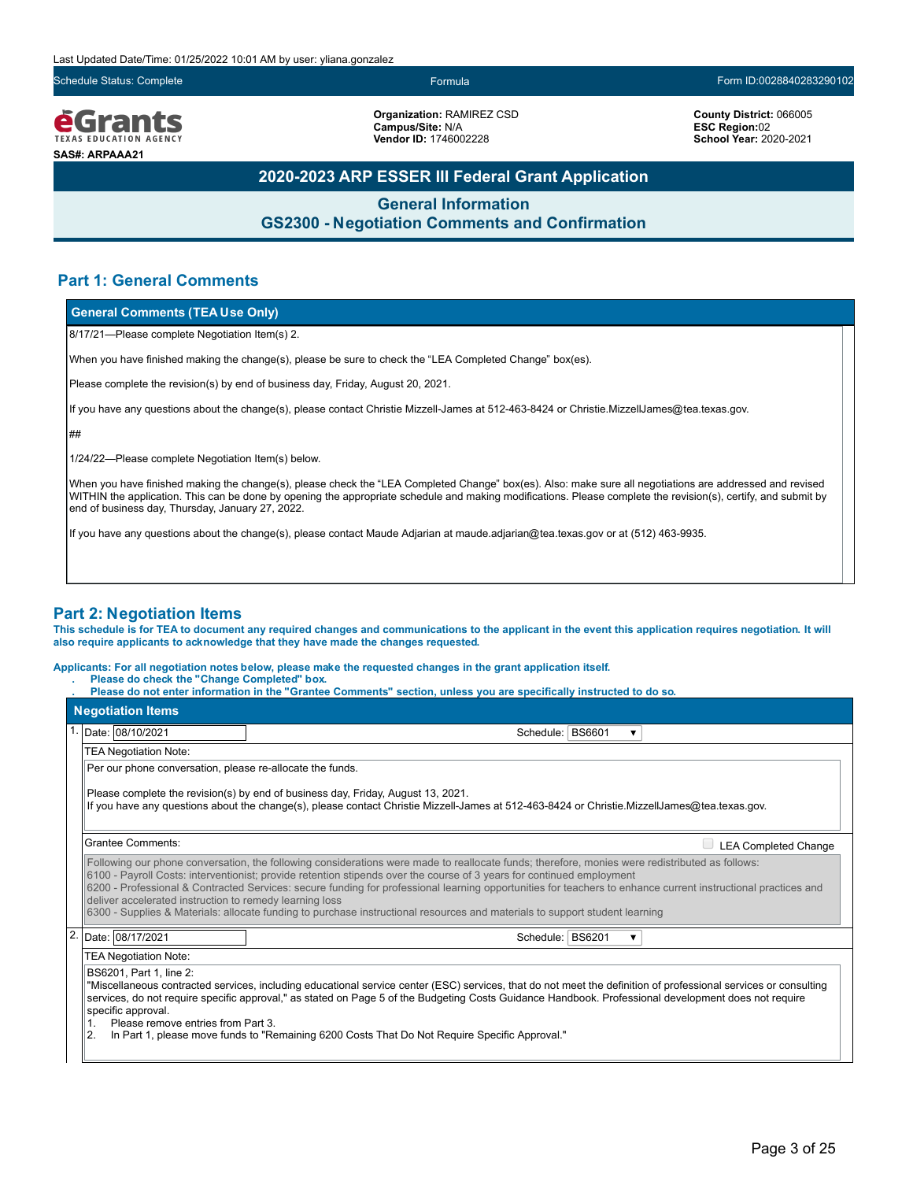Last Updated Date/Time: 01/25/2022 10:01 AM by user: yliana.gonzalez

Schedule Status: Complete | Formula | Form ID:0028840283290102

**eGrants** TEXAS EDUCATION AGENCY

**SAS#: ARPAAA21**

**Organization:** RAMIREZ CSD
**Campus/Site:** N/A
**Vendor ID:** 1746002228

**County District:** 066005
**ESC Region:**02
**School Year:** 2020-2021

# 2020-2023 ARP ESSER III Federal Grant Application

## General Information
## GS2300 - Negotiation Comments and Confirmation

### Part 1: General Comments

**General Comments (TEA Use Only)**

8/17/21—Please complete Negotiation Item(s) 2.

When you have finished making the change(s), please be sure to check the "LEA Completed Change" box(es).

Please complete the revision(s) by end of business day, Friday, August 20, 2021.

If you have any questions about the change(s), please contact Christie Mizzell-James at 512-463-8424 or Christie.MizzellJames@tea.texas.gov.

##

1/24/22—Please complete Negotiation Item(s) below.

When you have finished making the change(s), please check the "LEA Completed Change" box(es). Also: make sure all negotiations are addressed and revised WITHIN the application. This can be done by opening the appropriate schedule and making modifications. Please complete the revision(s), certify, and submit by end of business day, Thursday, January 27, 2022.

If you have any questions about the change(s), please contact Maude Adjarian at maude.adjarian@tea.texas.gov or at (512) 463-9935.

### Part 2: Negotiation Items

**This schedule is for TEA to document any required changes and communications to the applicant in the event this application requires negotiation. It will also require applicants to acknowledge that they have made the changes requested.**

**Applicants: For all negotiation notes below, please make the requested changes in the grant application itself.**
- **Please do check the "Change Completed" box.**
- **Please do not enter information in the "Grantee Comments" section, unless you are specifically instructed to do so.**

**Negotiation Items**

1. Date: 08/10/2021 — Schedule: BS6601

TEA Negotiation Note:

Per our phone conversation, please re-allocate the funds.

Please complete the revision(s) by end of business day, Friday, August 13, 2021.
If you have any questions about the change(s), please contact Christie Mizzell-James at 512-463-8424 or Christie.MizzellJames@tea.texas.gov.

Grantee Comments: ☐ LEA Completed Change

Following our phone conversation, the following considerations were made to reallocate funds; therefore, monies were redistributed as follows:
6100 - Payroll Costs: interventionist; provide retention stipends over the course of 3 years for continued employment
6200 - Professional & Contracted Services: secure funding for professional learning opportunities for teachers to enhance current instructional practices and deliver accelerated instruction to remedy learning loss
6300 - Supplies & Materials: allocate funding to purchase instructional resources and materials to support student learning

2. Date: 08/17/2021 — Schedule: BS6201

TEA Negotiation Note:

BS6201, Part 1, line 2:
"Miscellaneous contracted services, including educational service center (ESC) services, that do not meet the definition of professional services or consulting services, do not require specific approval," as stated on Page 5 of the Budgeting Costs Guidance Handbook. Professional development does not require specific approval.
1. Please remove entries from Part 3.
2. In Part 1, please move funds to "Remaining 6200 Costs That Do Not Require Specific Approval."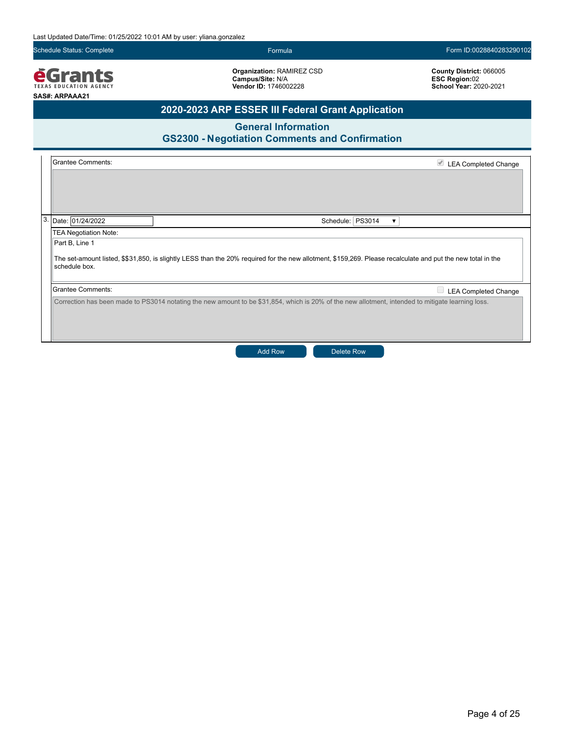Last Updated Date/Time: 01/25/2022 10:01 AM by user: yliana.gonzalez

Schedule Status: Complete | Formula | Form ID:0028840283290102

**Organization:** RAMIREZ CSD
**Campus/Site:** N/A
**Vendor ID:** 1746002228

**County District:** 066005
**ESC Region:**02
**School Year:** 2020-2021

**SAS#: ARPAAA21**

## 2020-2023 ARP ESSER III Federal Grant Application

### General Information
### GS2300 - Negotiation Comments and Confirmation

Grantee Comments: ☑ LEA Completed Change

3. Date: 01/24/2022 Schedule: PS3014

TEA Negotiation Note:

Part B, Line 1

The set-amount listed, $$31,850, is slightly LESS than the 20% required for the new allotment, $159,269. Please recalculate and put the new total in the schedule box.

Grantee Comments: ☐ LEA Completed Change

Correction has been made to PS3014 notating the new amount to be $31,854, which is 20% of the new allotment, intended to mitigate learning loss.

Add Row | Delete Row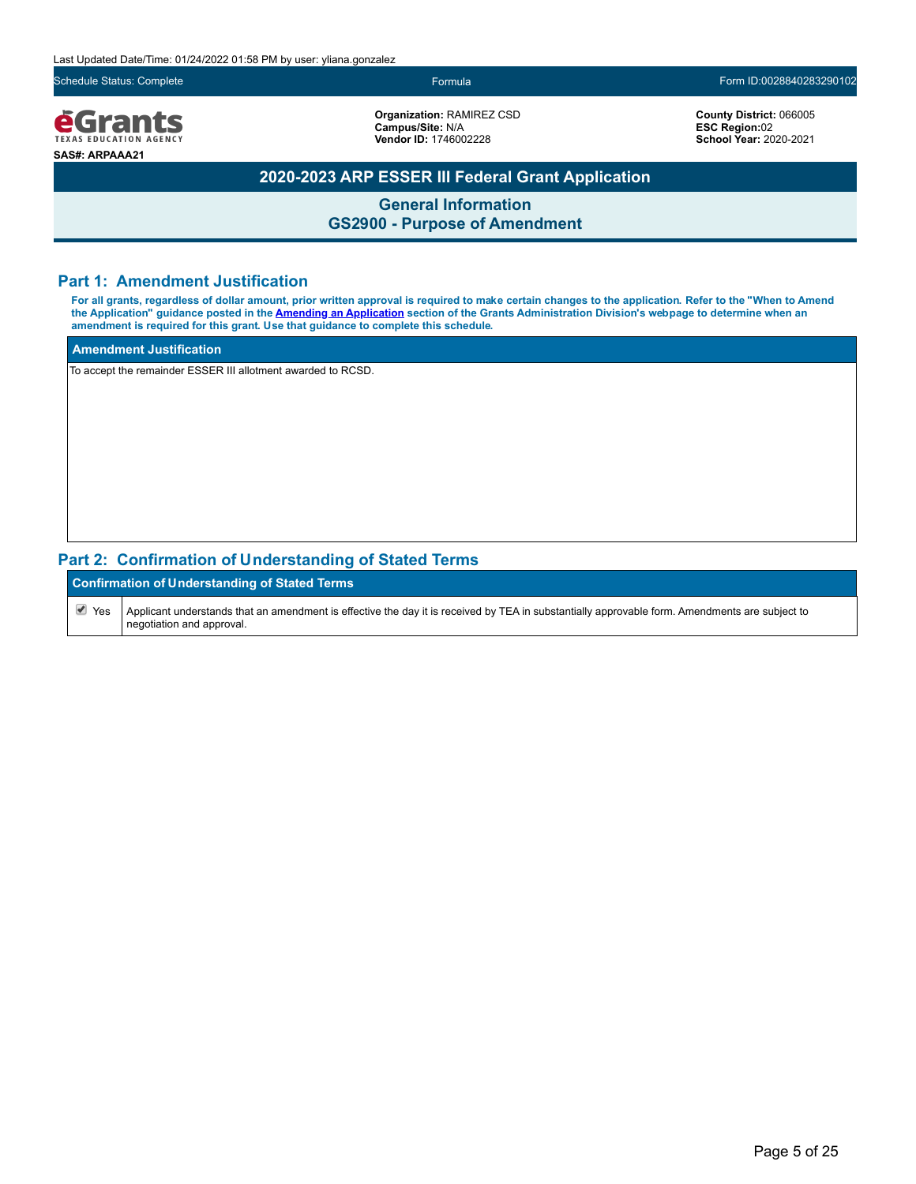Last Updated Date/Time: 01/24/2022 01:58 PM by user: yliana.gonzalez

Schedule Status: Complete | Formula | Form ID:0028840283290102

eGrants TEXAS EDUCATION AGENCY

**SAS#: ARPAAA21**

**Organization:** RAMIREZ CSD
**Campus/Site:** N/A
**Vendor ID:** 1746002228

**County District:** 066005
**ESC Region:**02
**School Year:** 2020-2021

# 2020-2023 ARP ESSER III Federal Grant Application

## General Information
## GS2900 - Purpose of Amendment

### Part 1: Amendment Justification

**For all grants, regardless of dollar amount, prior written approval is required to make certain changes to the application. Refer to the "When to Amend the Application" guidance posted in the Amending an Application section of the Grants Administration Division's webpage to determine when an amendment is required for this grant. Use that guidance to complete this schedule.**

| Amendment Justification |
|---|
| To accept the remainder ESSER III allotment awarded to RCSD. |

### Part 2: Confirmation of Understanding of Stated Terms

| Confirmation of Understanding of Stated Terms | |
|---|---|
| ☑ Yes | Applicant understands that an amendment is effective the day it is received by TEA in substantially approvable form. Amendments are subject to negotiation and approval. |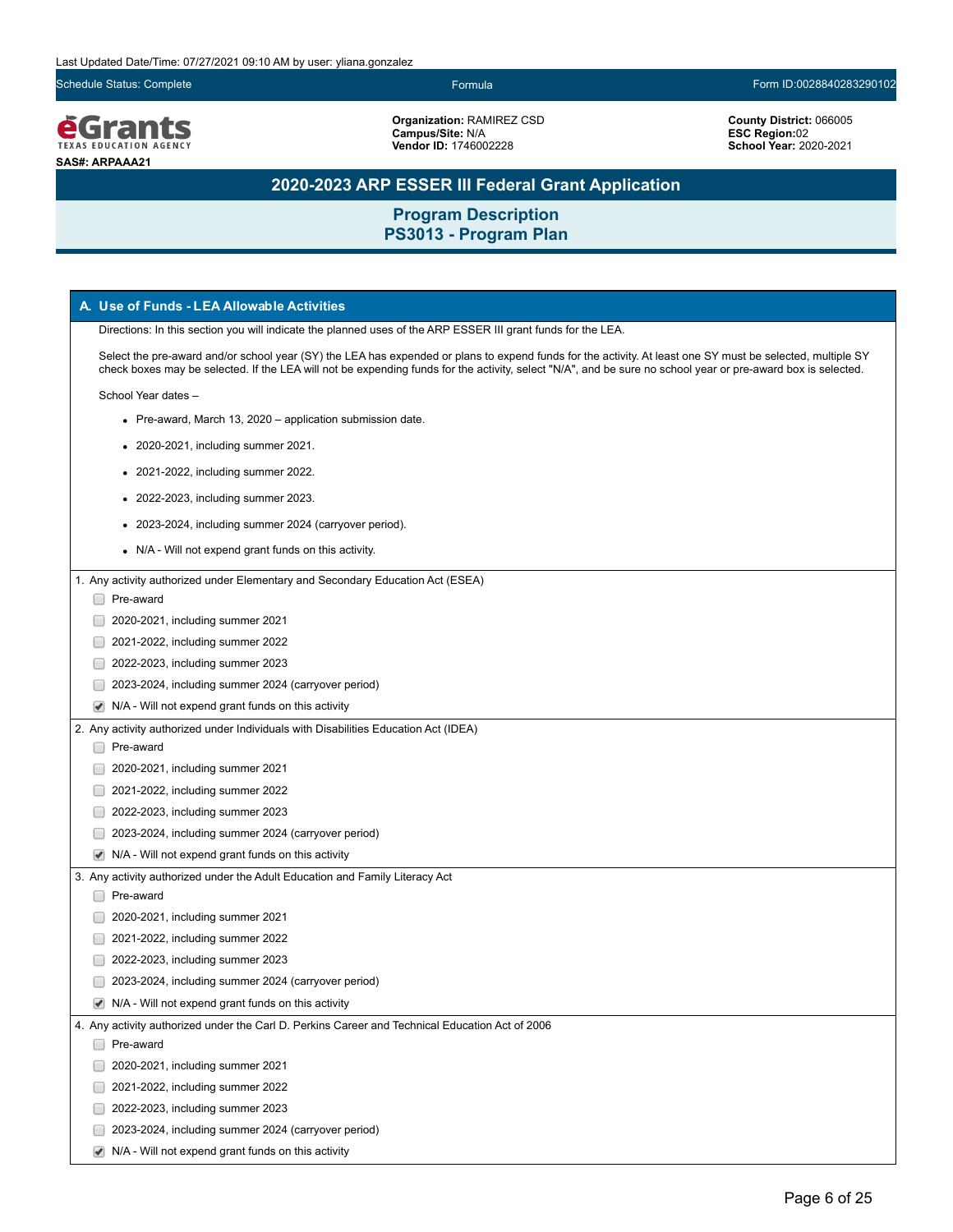Last Updated Date/Time: 07/27/2021 09:10 AM by user: yliana.gonzalez

Schedule Status: Complete | Formula | Form ID:0028840283290102

**eGrants** TEXAS EDUCATION AGENCY

SAS#: ARPAAA21

**Organization:** RAMIREZ CSD
**Campus/Site:** N/A
**Vendor ID:** 1746002228

**County District:** 066005
**ESC Region:**02
**School Year:** 2020-2021

# 2020-2023 ARP ESSER III Federal Grant Application

## Program Description
## PS3013 - Program Plan

### A. Use of Funds - LEA Allowable Activities

Directions: In this section you will indicate the planned uses of the ARP ESSER III grant funds for the LEA.

Select the pre-award and/or school year (SY) the LEA has expended or plans to expend funds for the activity. At least one SY must be selected, multiple SY check boxes may be selected. If the LEA will not be expending funds for the activity, select "N/A", and be sure no school year or pre-award box is selected.

School Year dates –

- Pre-award, March 13, 2020 – application submission date.
- 2020-2021, including summer 2021.
- 2021-2022, including summer 2022.
- 2022-2023, including summer 2023.
- 2023-2024, including summer 2024 (carryover period).
- N/A - Will not expend grant funds on this activity.

1. Any activity authorized under Elementary and Secondary Education Act (ESEA)
   - [ ] Pre-award
   - [ ] 2020-2021, including summer 2021
   - [ ] 2021-2022, including summer 2022
   - [ ] 2022-2023, including summer 2023
   - [ ] 2023-2024, including summer 2024 (carryover period)
   - [x] N/A - Will not expend grant funds on this activity

2. Any activity authorized under Individuals with Disabilities Education Act (IDEA)
   - [ ] Pre-award
   - [ ] 2020-2021, including summer 2021
   - [ ] 2021-2022, including summer 2022
   - [ ] 2022-2023, including summer 2023
   - [ ] 2023-2024, including summer 2024 (carryover period)
   - [x] N/A - Will not expend grant funds on this activity

3. Any activity authorized under the Adult Education and Family Literacy Act
   - [ ] Pre-award
   - [ ] 2020-2021, including summer 2021
   - [ ] 2021-2022, including summer 2022
   - [ ] 2022-2023, including summer 2023
   - [ ] 2023-2024, including summer 2024 (carryover period)
   - [x] N/A - Will not expend grant funds on this activity

4. Any activity authorized under the Carl D. Perkins Career and Technical Education Act of 2006
   - [ ] Pre-award
   - [ ] 2020-2021, including summer 2021
   - [ ] 2021-2022, including summer 2022
   - [ ] 2022-2023, including summer 2023
   - [ ] 2023-2024, including summer 2024 (carryover period)
   - [x] N/A - Will not expend grant funds on this activity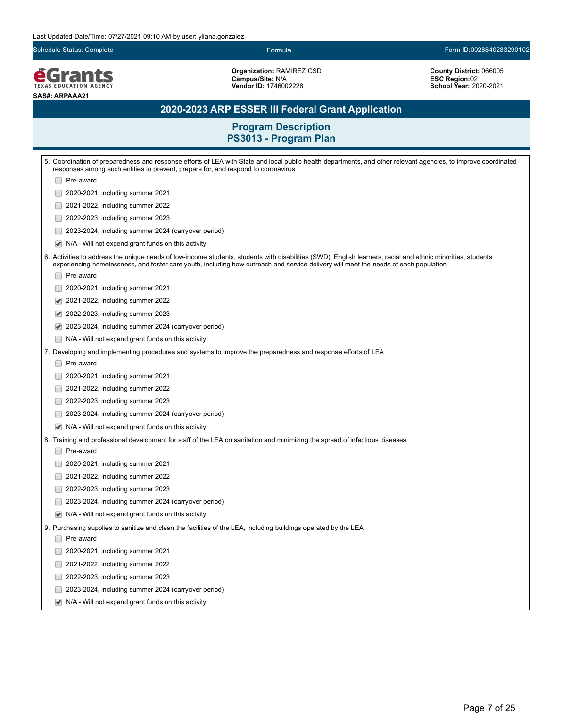Last Updated Date/Time: 07/27/2021 09:10 AM by user: yliana.gonzalez

Schedule Status: Complete | Formula | Form ID:0028840283290102

**Organization:** RAMIREZ CSD
**Campus/Site:** N/A
**Vendor ID:** 1746002228

**County District:** 066005
**ESC Region:**02
**School Year:** 2020-2021

SAS#: ARPAAA21

# 2020-2023 ARP ESSER III Federal Grant Application

## Program Description
## PS3013 - Program Plan

5. Coordination of preparedness and response efforts of LEA with State and local public health departments, and other relevant agencies, to improve coordinated responses among such entities to prevent, prepare for, and respond to coronavirus

- [ ] Pre-award
- [ ] 2020-2021, including summer 2021
- [ ] 2021-2022, including summer 2022
- [ ] 2022-2023, including summer 2023
- [ ] 2023-2024, including summer 2024 (carryover period)
- [x] N/A - Will not expend grant funds on this activity

6. Activities to address the unique needs of low-income students, students with disabilities (SWD), English learners, racial and ethnic minorities, students experiencing homelessness, and foster care youth, including how outreach and service delivery will meet the needs of each population

- [ ] Pre-award
- [ ] 2020-2021, including summer 2021
- [x] 2021-2022, including summer 2022
- [x] 2022-2023, including summer 2023
- [x] 2023-2024, including summer 2024 (carryover period)
- [ ] N/A - Will not expend grant funds on this activity

7. Developing and implementing procedures and systems to improve the preparedness and response efforts of LEA

- [ ] Pre-award
- [ ] 2020-2021, including summer 2021
- [ ] 2021-2022, including summer 2022
- [ ] 2022-2023, including summer 2023
- [ ] 2023-2024, including summer 2024 (carryover period)
- [x] N/A - Will not expend grant funds on this activity

8. Training and professional development for staff of the LEA on sanitation and minimizing the spread of infectious diseases

- [ ] Pre-award
- [ ] 2020-2021, including summer 2021
- [ ] 2021-2022, including summer 2022
- [ ] 2022-2023, including summer 2023
- [ ] 2023-2024, including summer 2024 (carryover period)
- [x] N/A - Will not expend grant funds on this activity

9. Purchasing supplies to sanitize and clean the facilities of the LEA, including buildings operated by the LEA

- [ ] Pre-award
- [ ] 2020-2021, including summer 2021
- [ ] 2021-2022, including summer 2022
- [ ] 2022-2023, including summer 2023
- [ ] 2023-2024, including summer 2024 (carryover period)
- [x] N/A - Will not expend grant funds on this activity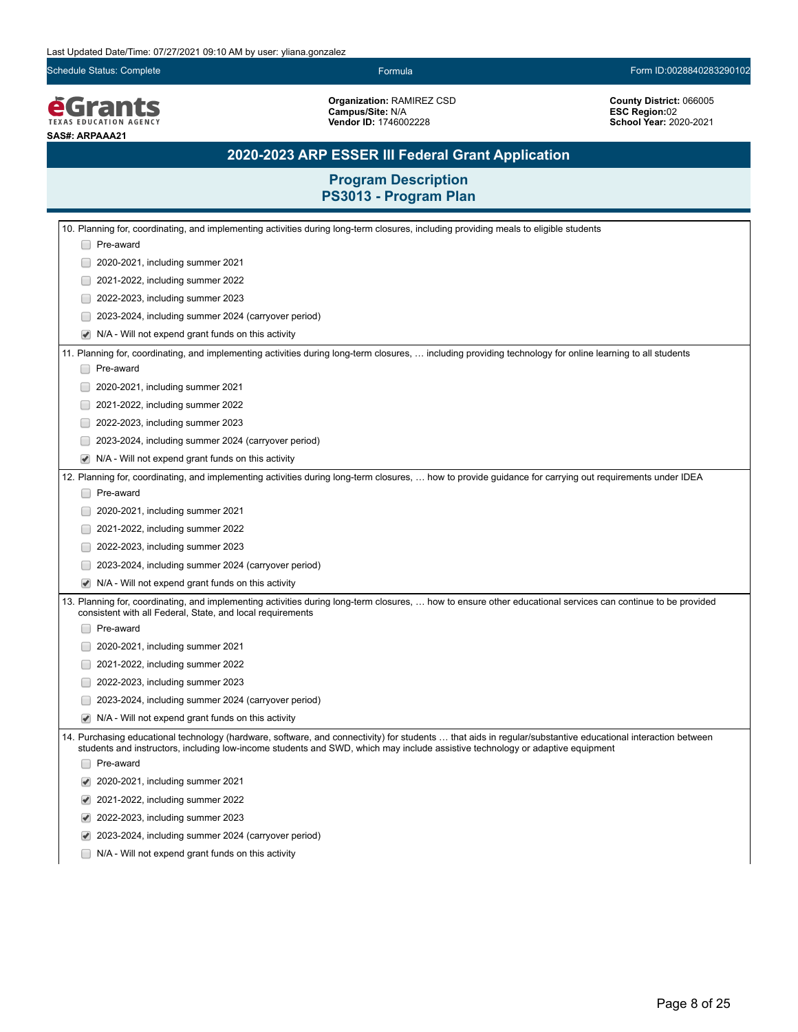## 2020-2023 ARP ESSER III Federal Grant Application

### Program Description
### PS3013 - Program Plan

10. Planning for, coordinating, and implementing activities during long-term closures, including providing meals to eligible students

- [ ] Pre-award
- [ ] 2020-2021, including summer 2021
- [ ] 2021-2022, including summer 2022
- [ ] 2022-2023, including summer 2023
- [ ] 2023-2024, including summer 2024 (carryover period)
- [x] N/A - Will not expend grant funds on this activity

11. Planning for, coordinating, and implementing activities during long-term closures, … including providing technology for online learning to all students

- [ ] Pre-award
- [ ] 2020-2021, including summer 2021
- [ ] 2021-2022, including summer 2022
- [ ] 2022-2023, including summer 2023
- [ ] 2023-2024, including summer 2024 (carryover period)
- [x] N/A - Will not expend grant funds on this activity

12. Planning for, coordinating, and implementing activities during long-term closures, … how to provide guidance for carrying out requirements under IDEA

- [ ] Pre-award
- [ ] 2020-2021, including summer 2021
- [ ] 2021-2022, including summer 2022
- [ ] 2022-2023, including summer 2023
- [ ] 2023-2024, including summer 2024 (carryover period)
- [x] N/A - Will not expend grant funds on this activity

13. Planning for, coordinating, and implementing activities during long-term closures, … how to ensure other educational services can continue to be provided consistent with all Federal, State, and local requirements

- [ ] Pre-award
- [ ] 2020-2021, including summer 2021
- [ ] 2021-2022, including summer 2022
- [ ] 2022-2023, including summer 2023
- [ ] 2023-2024, including summer 2024 (carryover period)
- [x] N/A - Will not expend grant funds on this activity

14. Purchasing educational technology (hardware, software, and connectivity) for students … that aids in regular/substantive educational interaction between students and instructors, including low-income students and SWD, which may include assistive technology or adaptive equipment

- [ ] Pre-award
- [x] 2020-2021, including summer 2021
- [x] 2021-2022, including summer 2022
- [x] 2022-2023, including summer 2023
- [x] 2023-2024, including summer 2024 (carryover period)
- [ ] N/A - Will not expend grant funds on this activity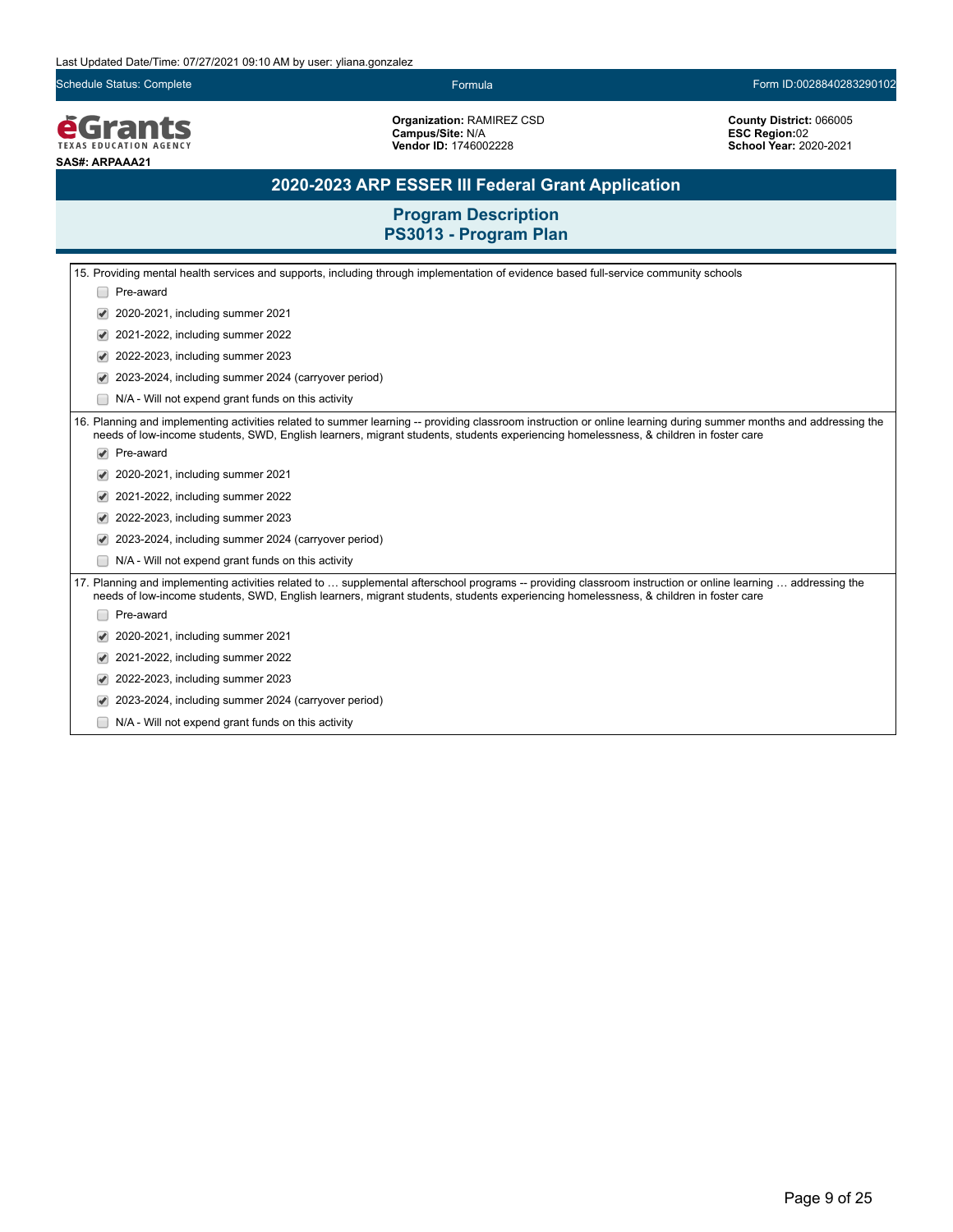Last Updated Date/Time: 07/27/2021 09:10 AM by user: yliana.gonzalez

Schedule Status: Complete | Formula | Form ID:0028840283290102

**Organization:** RAMIREZ CSD
**Campus/Site:** N/A
**Vendor ID:** 1746002228

**County District:** 066005
**ESC Region:**02
**School Year:** 2020-2021

**SAS#: ARPAAA21**

## 2020-2023 ARP ESSER III Federal Grant Application

### Program Description
### PS3013 - Program Plan

15. Providing mental health services and supports, including through implementation of evidence based full-service community schools

- [ ] Pre-award
- [x] 2020-2021, including summer 2021
- [x] 2021-2022, including summer 2022
- [x] 2022-2023, including summer 2023
- [x] 2023-2024, including summer 2024 (carryover period)
- [ ] N/A - Will not expend grant funds on this activity

16. Planning and implementing activities related to summer learning -- providing classroom instruction or online learning during summer months and addressing the needs of low-income students, SWD, English learners, migrant students, students experiencing homelessness, & children in foster care

- [x] Pre-award
- [x] 2020-2021, including summer 2021
- [x] 2021-2022, including summer 2022
- [x] 2022-2023, including summer 2023
- [x] 2023-2024, including summer 2024 (carryover period)
- [ ] N/A - Will not expend grant funds on this activity

17. Planning and implementing activities related to … supplemental afterschool programs -- providing classroom instruction or online learning … addressing the needs of low-income students, SWD, English learners, migrant students, students experiencing homelessness, & children in foster care

- [ ] Pre-award
- [x] 2020-2021, including summer 2021
- [x] 2021-2022, including summer 2022
- [x] 2022-2023, including summer 2023
- [x] 2023-2024, including summer 2024 (carryover period)
- [ ] N/A - Will not expend grant funds on this activity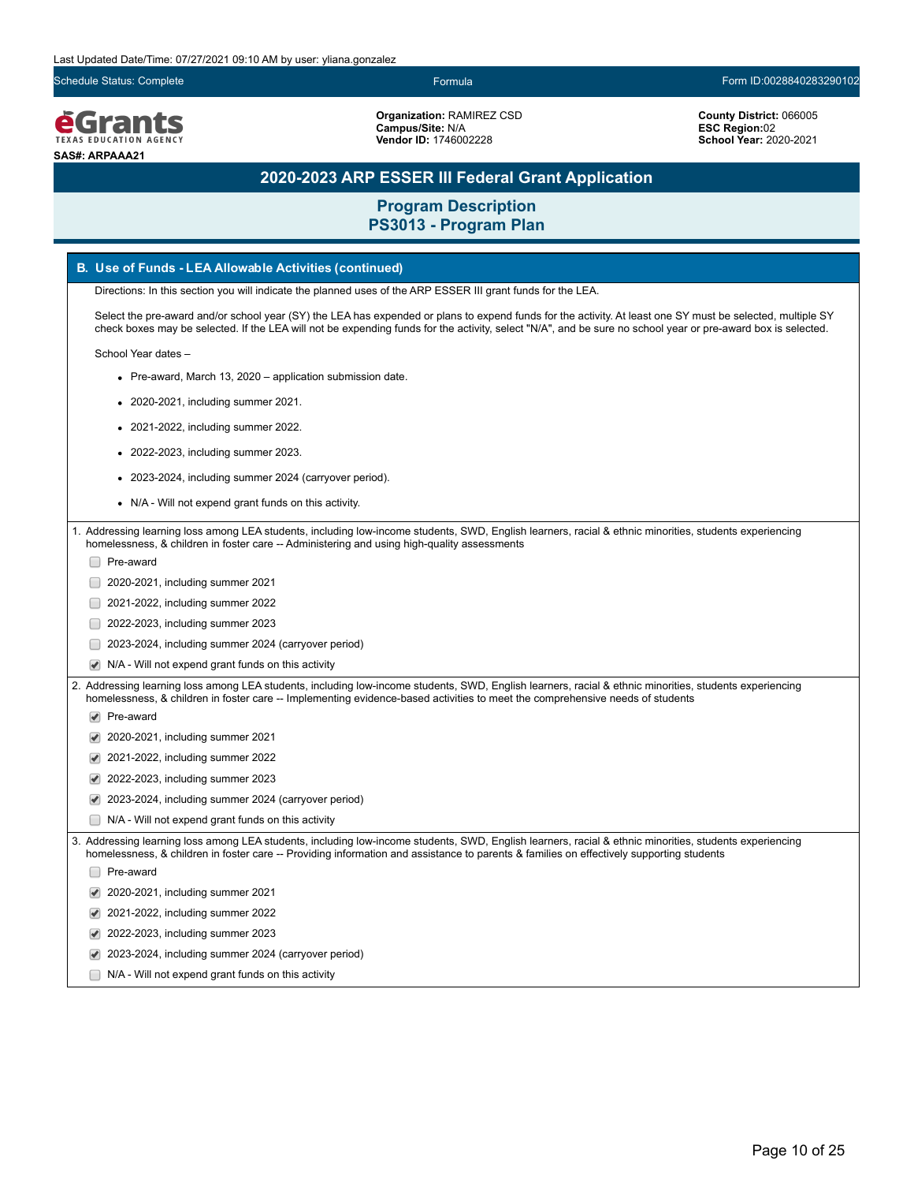Last Updated Date/Time: 07/27/2021 09:10 AM by user: yliana.gonzalez

Schedule Status: Complete | Formula | Form ID:0028840283290102

**Organization:** RAMIREZ CSD
**Campus/Site:** N/A
**Vendor ID:** 1746002228

**County District:** 066005
**ESC Region:**02
**School Year:** 2020-2021

SAS#: ARPAAA21

# 2020-2023 ARP ESSER III Federal Grant Application

## Program Description
## PS3013 - Program Plan

### B. Use of Funds - LEA Allowable Activities (continued)

Directions: In this section you will indicate the planned uses of the ARP ESSER III grant funds for the LEA.

Select the pre-award and/or school year (SY) the LEA has expended or plans to expend funds for the activity. At least one SY must be selected, multiple SY check boxes may be selected. If the LEA will not be expending funds for the activity, select "N/A", and be sure no school year or pre-award box is selected.

School Year dates –

- Pre-award, March 13, 2020 – application submission date.
- 2020-2021, including summer 2021.
- 2021-2022, including summer 2022.
- 2022-2023, including summer 2023.
- 2023-2024, including summer 2024 (carryover period).
- N/A - Will not expend grant funds on this activity.

1. Addressing learning loss among LEA students, including low-income students, SWD, English learners, racial & ethnic minorities, students experiencing homelessness, & children in foster care -- Administering and using high-quality assessments

- [ ] Pre-award
- [ ] 2020-2021, including summer 2021
- [ ] 2021-2022, including summer 2022
- [ ] 2022-2023, including summer 2023
- [ ] 2023-2024, including summer 2024 (carryover period)
- [x] N/A - Will not expend grant funds on this activity

2. Addressing learning loss among LEA students, including low-income students, SWD, English learners, racial & ethnic minorities, students experiencing homelessness, & children in foster care -- Implementing evidence-based activities to meet the comprehensive needs of students

- [x] Pre-award
- [x] 2020-2021, including summer 2021
- [x] 2021-2022, including summer 2022
- [x] 2022-2023, including summer 2023
- [x] 2023-2024, including summer 2024 (carryover period)
- [ ] N/A - Will not expend grant funds on this activity

3. Addressing learning loss among LEA students, including low-income students, SWD, English learners, racial & ethnic minorities, students experiencing homelessness, & children in foster care -- Providing information and assistance to parents & families on effectively supporting students

- [ ] Pre-award
- [x] 2020-2021, including summer 2021
- [x] 2021-2022, including summer 2022
- [x] 2022-2023, including summer 2023
- [x] 2023-2024, including summer 2024 (carryover period)
- [ ] N/A - Will not expend grant funds on this activity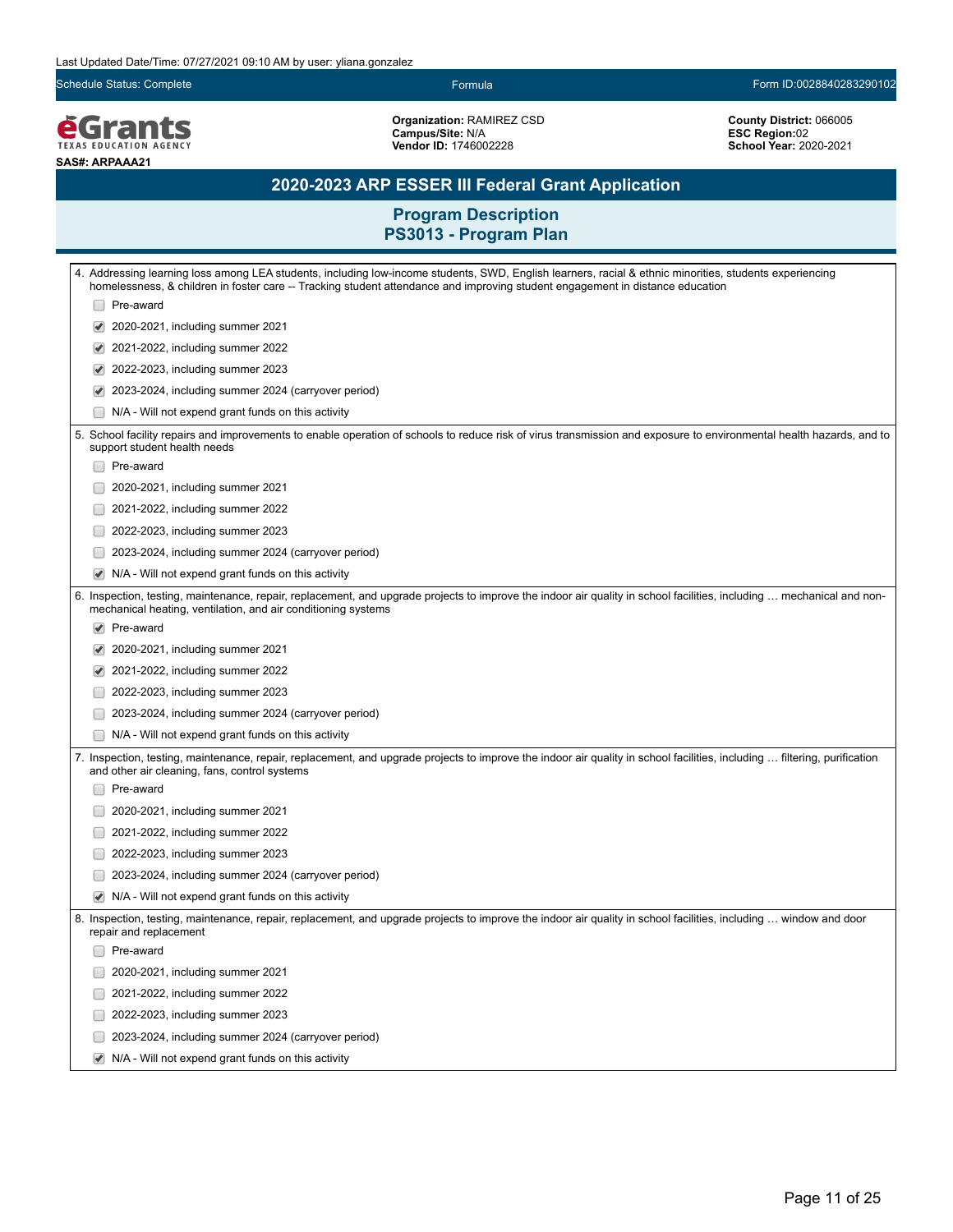Last Updated Date/Time: 07/27/2021 09:10 AM by user: yliana.gonzalez

Schedule Status: Complete | Formula | Form ID:0028840283290102

**eGrants** TEXAS EDUCATION AGENCY

**SAS#: ARPAAA21**

**Organization:** RAMIREZ CSD
**Campus/Site:** N/A
**Vendor ID:** 1746002228

**County District:** 066005
**ESC Region:**02
**School Year:** 2020-2021

# 2020-2023 ARP ESSER III Federal Grant Application

## Program Description
## PS3013 - Program Plan

4. Addressing learning loss among LEA students, including low-income students, SWD, English learners, racial & ethnic minorities, students experiencing homelessness, & children in foster care -- Tracking student attendance and improving student engagement in distance education

- [ ] Pre-award
- [x] 2020-2021, including summer 2021
- [x] 2021-2022, including summer 2022
- [x] 2022-2023, including summer 2023
- [x] 2023-2024, including summer 2024 (carryover period)
- [ ] N/A - Will not expend grant funds on this activity

5. School facility repairs and improvements to enable operation of schools to reduce risk of virus transmission and exposure to environmental health hazards, and to support student health needs

- [ ] Pre-award
- [ ] 2020-2021, including summer 2021
- [ ] 2021-2022, including summer 2022
- [ ] 2022-2023, including summer 2023
- [ ] 2023-2024, including summer 2024 (carryover period)
- [x] N/A - Will not expend grant funds on this activity

6. Inspection, testing, maintenance, repair, replacement, and upgrade projects to improve the indoor air quality in school facilities, including … mechanical and non-mechanical heating, ventilation, and air conditioning systems

- [x] Pre-award
- [x] 2020-2021, including summer 2021
- [x] 2021-2022, including summer 2022
- [ ] 2022-2023, including summer 2023
- [ ] 2023-2024, including summer 2024 (carryover period)
- [ ] N/A - Will not expend grant funds on this activity

7. Inspection, testing, maintenance, repair, replacement, and upgrade projects to improve the indoor air quality in school facilities, including … filtering, purification and other air cleaning, fans, control systems

- [ ] Pre-award
- [ ] 2020-2021, including summer 2021
- [ ] 2021-2022, including summer 2022
- [ ] 2022-2023, including summer 2023
- [ ] 2023-2024, including summer 2024 (carryover period)
- [x] N/A - Will not expend grant funds on this activity

8. Inspection, testing, maintenance, repair, replacement, and upgrade projects to improve the indoor air quality in school facilities, including … window and door repair and replacement

- [ ] Pre-award
- [ ] 2020-2021, including summer 2021
- [ ] 2021-2022, including summer 2022
- [ ] 2022-2023, including summer 2023
- [ ] 2023-2024, including summer 2024 (carryover period)
- [x] N/A - Will not expend grant funds on this activity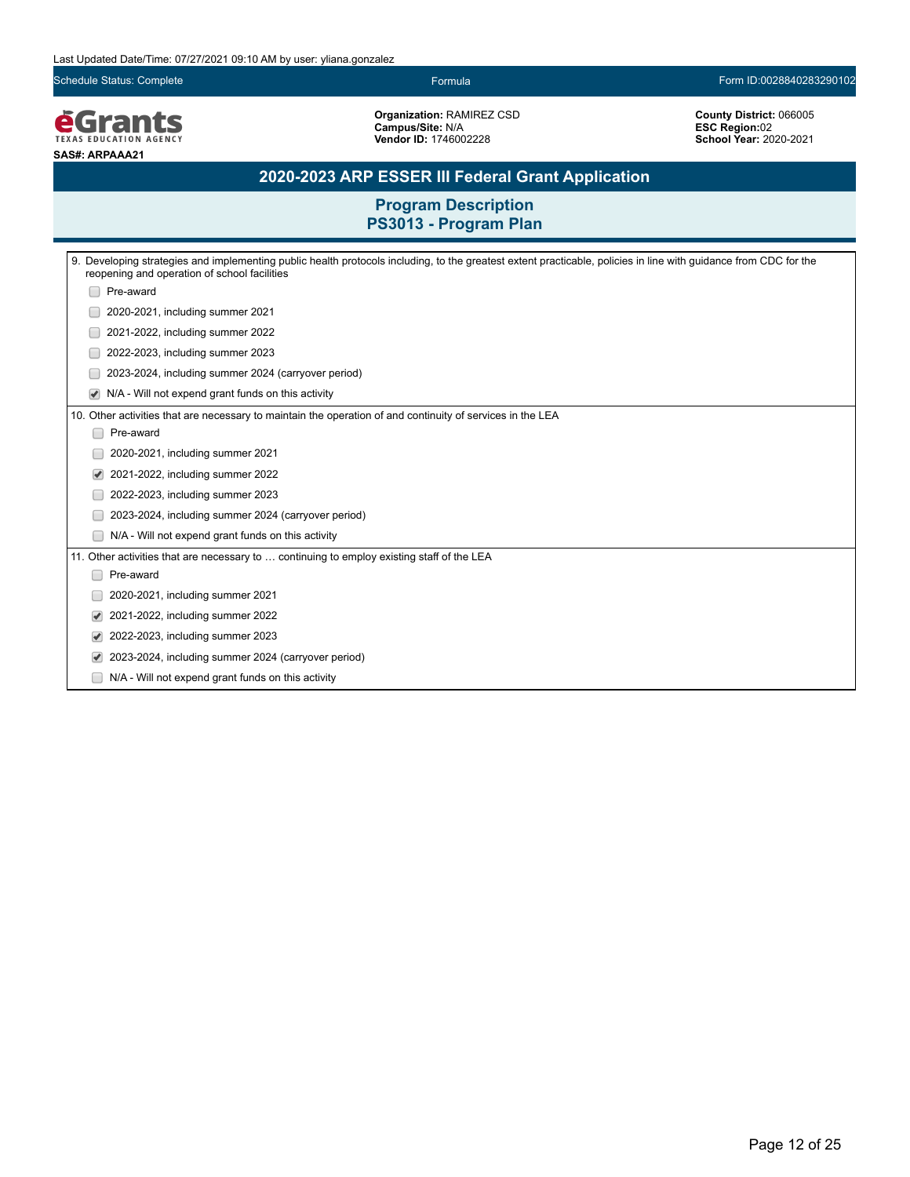Last Updated Date/Time: 07/27/2021 09:10 AM by user: yliana.gonzalez

Schedule Status: Complete | Formula | Form ID:0028840283290102

**Organization:** RAMIREZ CSD
**Campus/Site:** N/A
**Vendor ID:** 1746002228

**County District:** 066005
**ESC Region:**02
**School Year:** 2020-2021

**SAS#: ARPAAA21**

## 2020-2023 ARP ESSER III Federal Grant Application

### Program Description
### PS3013 - Program Plan

9. Developing strategies and implementing public health protocols including, to the greatest extent practicable, policies in line with guidance from CDC for the reopening and operation of school facilities

- [ ] Pre-award
- [ ] 2020-2021, including summer 2021
- [ ] 2021-2022, including summer 2022
- [ ] 2022-2023, including summer 2023
- [ ] 2023-2024, including summer 2024 (carryover period)
- [x] N/A - Will not expend grant funds on this activity

10. Other activities that are necessary to maintain the operation of and continuity of services in the LEA

- [ ] Pre-award
- [ ] 2020-2021, including summer 2021
- [x] 2021-2022, including summer 2022
- [ ] 2022-2023, including summer 2023
- [ ] 2023-2024, including summer 2024 (carryover period)
- [ ] N/A - Will not expend grant funds on this activity

11. Other activities that are necessary to … continuing to employ existing staff of the LEA

- [ ] Pre-award
- [ ] 2020-2021, including summer 2021
- [x] 2021-2022, including summer 2022
- [x] 2022-2023, including summer 2023
- [x] 2023-2024, including summer 2024 (carryover period)
- [ ] N/A - Will not expend grant funds on this activity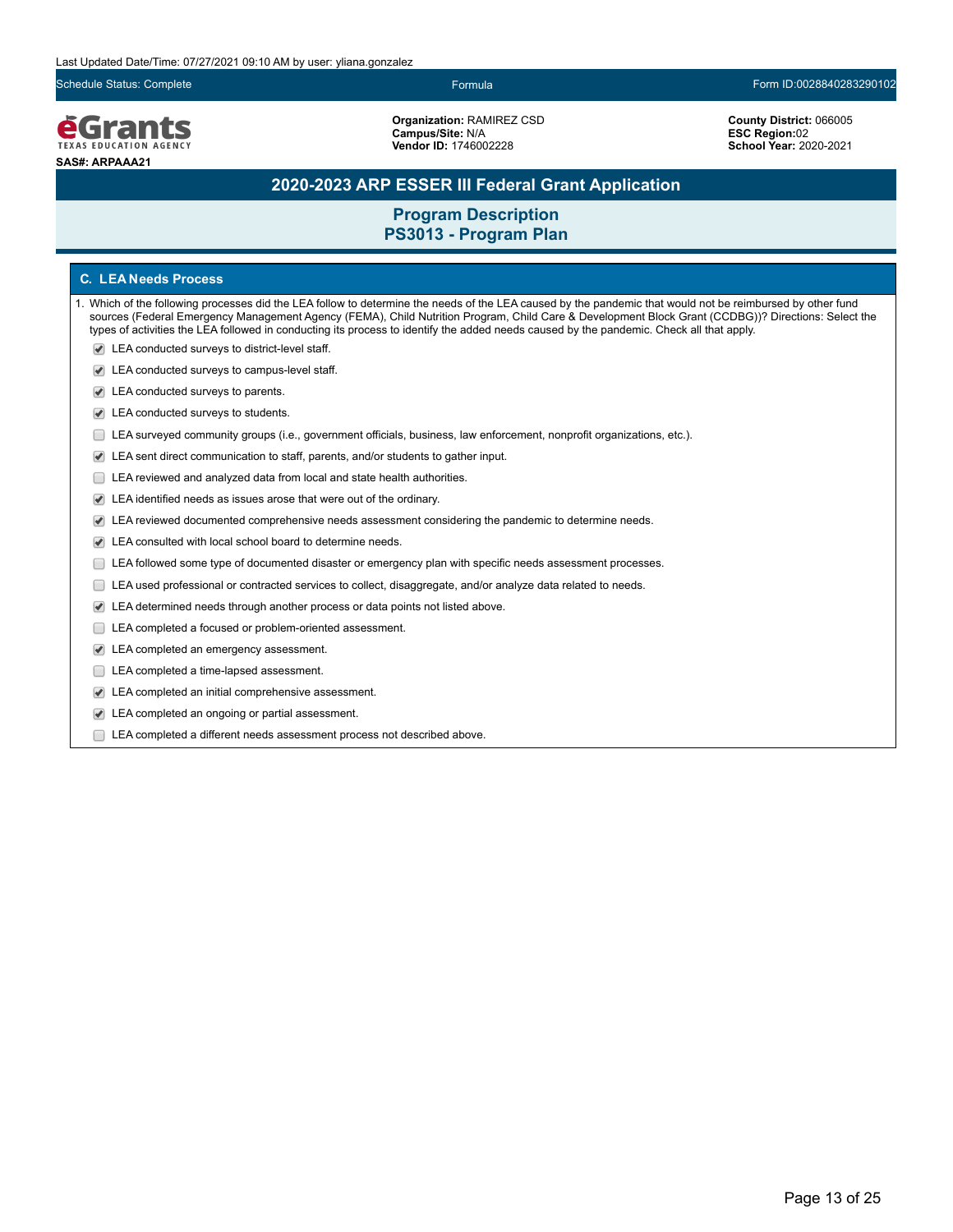Last Updated Date/Time: 07/27/2021 09:10 AM by user: yliana.gonzalez

Schedule Status: Complete | Formula | Form ID:0028840283290102

**eGrants** TEXAS EDUCATION AGENCY

**SAS#: ARPAAA21**

**Organization:** RAMIREZ CSD
**Campus/Site:** N/A
**Vendor ID:** 1746002228

**County District:** 066005
**ESC Region:**02
**School Year:** 2020-2021

# 2020-2023 ARP ESSER III Federal Grant Application

## Program Description
## PS3013 - Program Plan

### C. LEA Needs Process

1. Which of the following processes did the LEA follow to determine the needs of the LEA caused by the pandemic that would not be reimbursed by other fund sources (Federal Emergency Management Agency (FEMA), Child Nutrition Program, Child Care & Development Block Grant (CCDBG))? Directions: Select the types of activities the LEA followed in conducting its process to identify the added needs caused by the pandemic. Check all that apply.

- [x] LEA conducted surveys to district-level staff.
- [x] LEA conducted surveys to campus-level staff.
- [x] LEA conducted surveys to parents.
- [x] LEA conducted surveys to students.
- [ ] LEA surveyed community groups (i.e., government officials, business, law enforcement, nonprofit organizations, etc.).
- [x] LEA sent direct communication to staff, parents, and/or students to gather input.
- [ ] LEA reviewed and analyzed data from local and state health authorities.
- [x] LEA identified needs as issues arose that were out of the ordinary.
- [x] LEA reviewed documented comprehensive needs assessment considering the pandemic to determine needs.
- [x] LEA consulted with local school board to determine needs.
- [ ] LEA followed some type of documented disaster or emergency plan with specific needs assessment processes.
- [ ] LEA used professional or contracted services to collect, disaggregate, and/or analyze data related to needs.
- [x] LEA determined needs through another process or data points not listed above.
- [ ] LEA completed a focused or problem-oriented assessment.
- [x] LEA completed an emergency assessment.
- [ ] LEA completed a time-lapsed assessment.
- [x] LEA completed an initial comprehensive assessment.
- [x] LEA completed an ongoing or partial assessment.
- [ ] LEA completed a different needs assessment process not described above.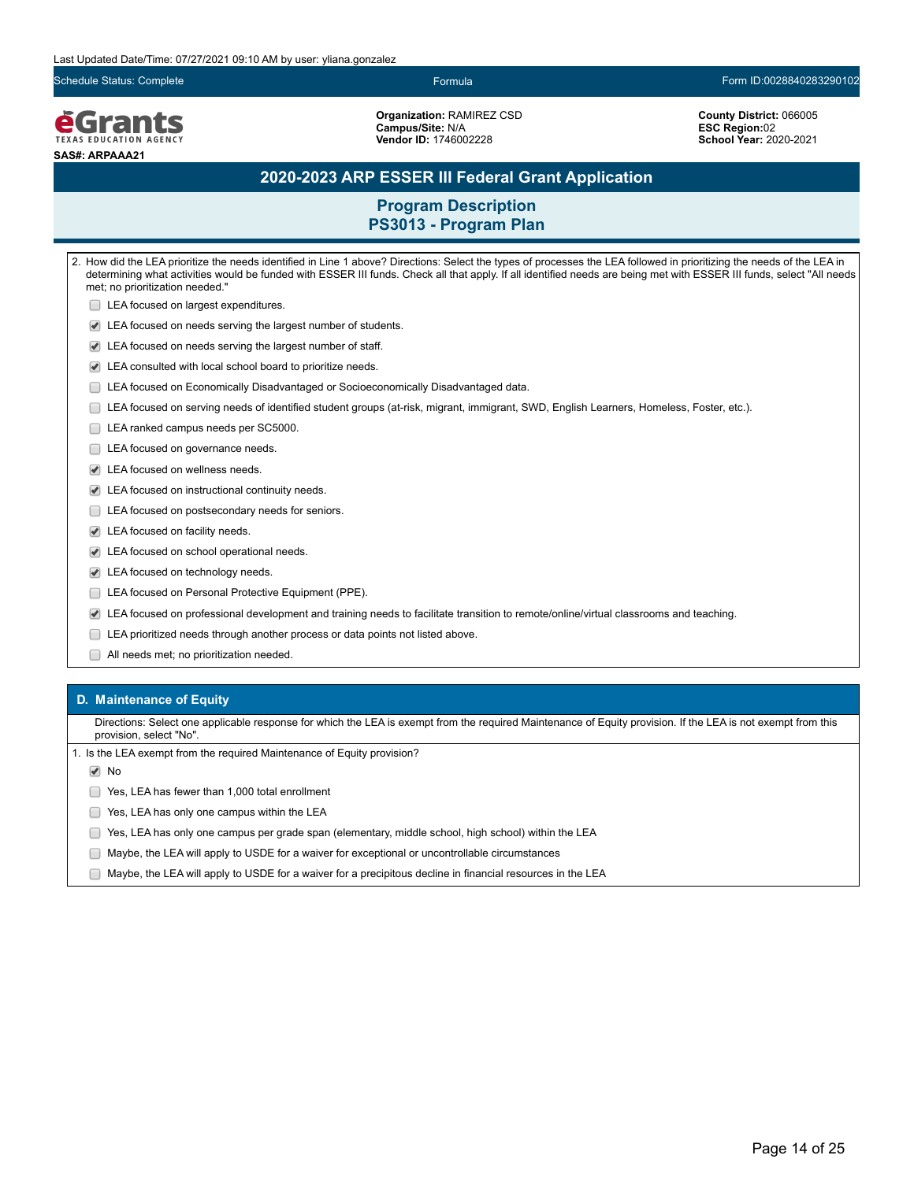Last Updated Date/Time: 07/27/2021 09:10 AM by user: yliana.gonzalez

Schedule Status: Complete | Formula | Form ID:0028840283290102

**Organization:** RAMIREZ CSD
**Campus/Site:** N/A
**Vendor ID:** 1746002228

**County District:** 066005
**ESC Region:**02
**School Year:** 2020-2021

**SAS#: ARPAAA21**

## 2020-2023 ARP ESSER III Federal Grant Application

### Program Description
### PS3013 - Program Plan

2. How did the LEA prioritize the needs identified in Line 1 above? Directions: Select the types of processes the LEA followed in prioritizing the needs of the LEA in determining what activities would be funded with ESSER III funds. Check all that apply. If all identified needs are being met with ESSER III funds, select "All needs met; no prioritization needed."

- [ ] LEA focused on largest expenditures.
- [x] LEA focused on needs serving the largest number of students.
- [x] LEA focused on needs serving the largest number of staff.
- [x] LEA consulted with local school board to prioritize needs.
- [ ] LEA focused on Economically Disadvantaged or Socioeconomically Disadvantaged data.
- [ ] LEA focused on serving needs of identified student groups (at-risk, migrant, immigrant, SWD, English Learners, Homeless, Foster, etc.).
- [ ] LEA ranked campus needs per SC5000.
- [ ] LEA focused on governance needs.
- [x] LEA focused on wellness needs.
- [x] LEA focused on instructional continuity needs.
- [ ] LEA focused on postsecondary needs for seniors.
- [x] LEA focused on facility needs.
- [x] LEA focused on school operational needs.
- [x] LEA focused on technology needs.
- [ ] LEA focused on Personal Protective Equipment (PPE).
- [x] LEA focused on professional development and training needs to facilitate transition to remote/online/virtual classrooms and teaching.
- [ ] LEA prioritized needs through another process or data points not listed above.
- [ ] All needs met; no prioritization needed.

### D. Maintenance of Equity

Directions: Select one applicable response for which the LEA is exempt from the required Maintenance of Equity provision. If the LEA is not exempt from this provision, select "No".

1. Is the LEA exempt from the required Maintenance of Equity provision?

- [x] No
- [ ] Yes, LEA has fewer than 1,000 total enrollment
- [ ] Yes, LEA has only one campus within the LEA
- [ ] Yes, LEA has only one campus per grade span (elementary, middle school, high school) within the LEA
- [ ] Maybe, the LEA will apply to USDE for a waiver for exceptional or uncontrollable circumstances
- [ ] Maybe, the LEA will apply to USDE for a waiver for a precipitous decline in financial resources in the LEA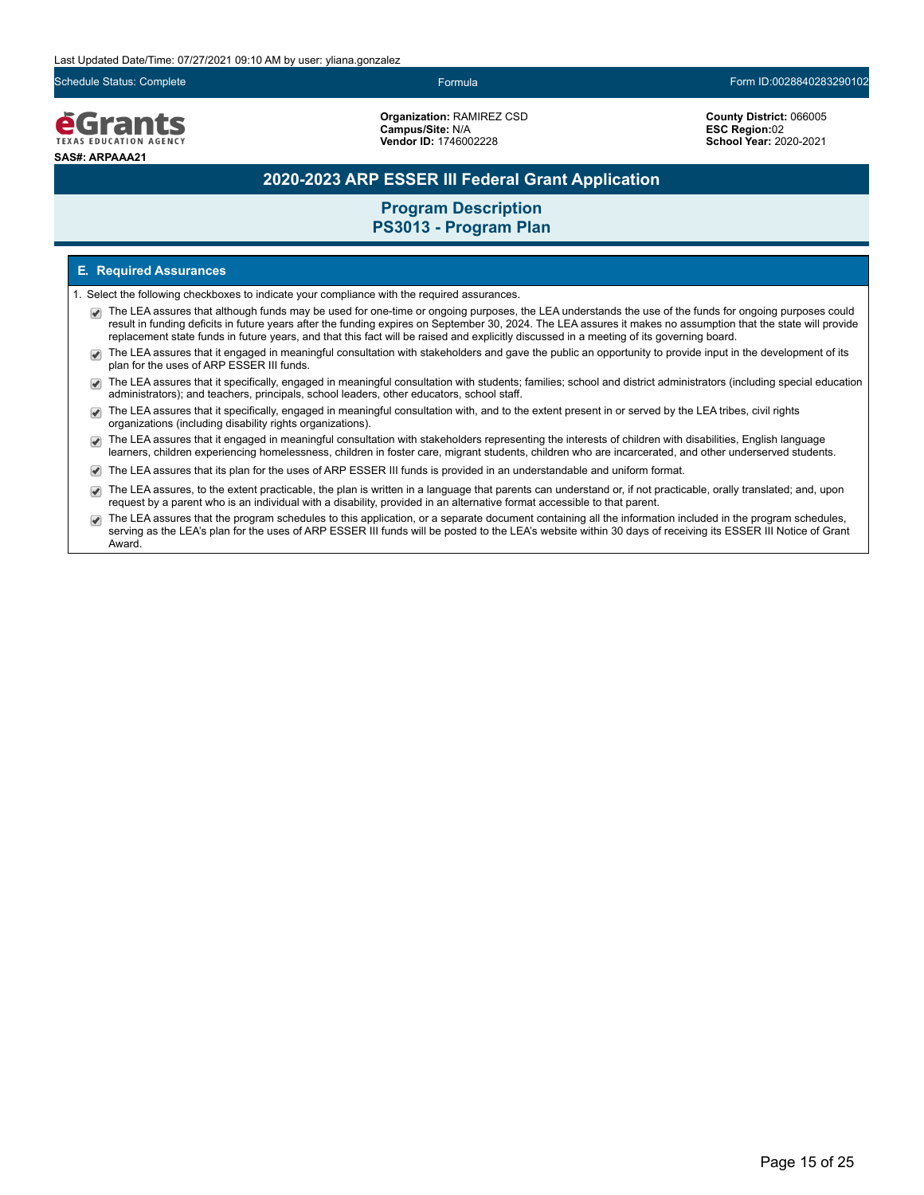Last Updated Date/Time: 07/27/2021 09:10 AM by user: yliana.gonzalez

Schedule Status: Complete | Formula | Form ID:0028840283290102

**SAS#: ARPAAA21**

**Organization:** RAMIREZ CSD
**Campus/Site:** N/A
**Vendor ID:** 1746002228

**County District:** 066005
**ESC Region:**02
**School Year:** 2020-2021

# 2020-2023 ARP ESSER III Federal Grant Application

## Program Description
## PS3013 - Program Plan

### E. Required Assurances

1. Select the following checkboxes to indicate your compliance with the required assurances.

- [x] The LEA assures that although funds may be used for one-time or ongoing purposes, the LEA understands the use of the funds for ongoing purposes could result in funding deficits in future years after the funding expires on September 30, 2024. The LEA assures it makes no assumption that the state will provide replacement state funds in future years, and that this fact will be raised and explicitly discussed in a meeting of its governing board.
- [x] The LEA assures that it engaged in meaningful consultation with stakeholders and gave the public an opportunity to provide input in the development of its plan for the uses of ARP ESSER III funds.
- [x] The LEA assures that it specifically, engaged in meaningful consultation with students; families; school and district administrators (including special education administrators); and teachers, principals, school leaders, other educators, school staff.
- [x] The LEA assures that it specifically, engaged in meaningful consultation with, and to the extent present in or served by the LEA tribes, civil rights organizations (including disability rights organizations).
- [x] The LEA assures that it engaged in meaningful consultation with stakeholders representing the interests of children with disabilities, English language learners, children experiencing homelessness, children in foster care, migrant students, children who are incarcerated, and other underserved students.
- [x] The LEA assures that its plan for the uses of ARP ESSER III funds is provided in an understandable and uniform format.
- [x] The LEA assures, to the extent practicable, the plan is written in a language that parents can understand or, if not practicable, orally translated; and, upon request by a parent who is an individual with a disability, provided in an alternative format accessible to that parent.
- [x] The LEA assures that the program schedules to this application, or a separate document containing all the information included in the program schedules, serving as the LEA's plan for the uses of ARP ESSER III funds will be posted to the LEA's website within 30 days of receiving its ESSER III Notice of Grant Award.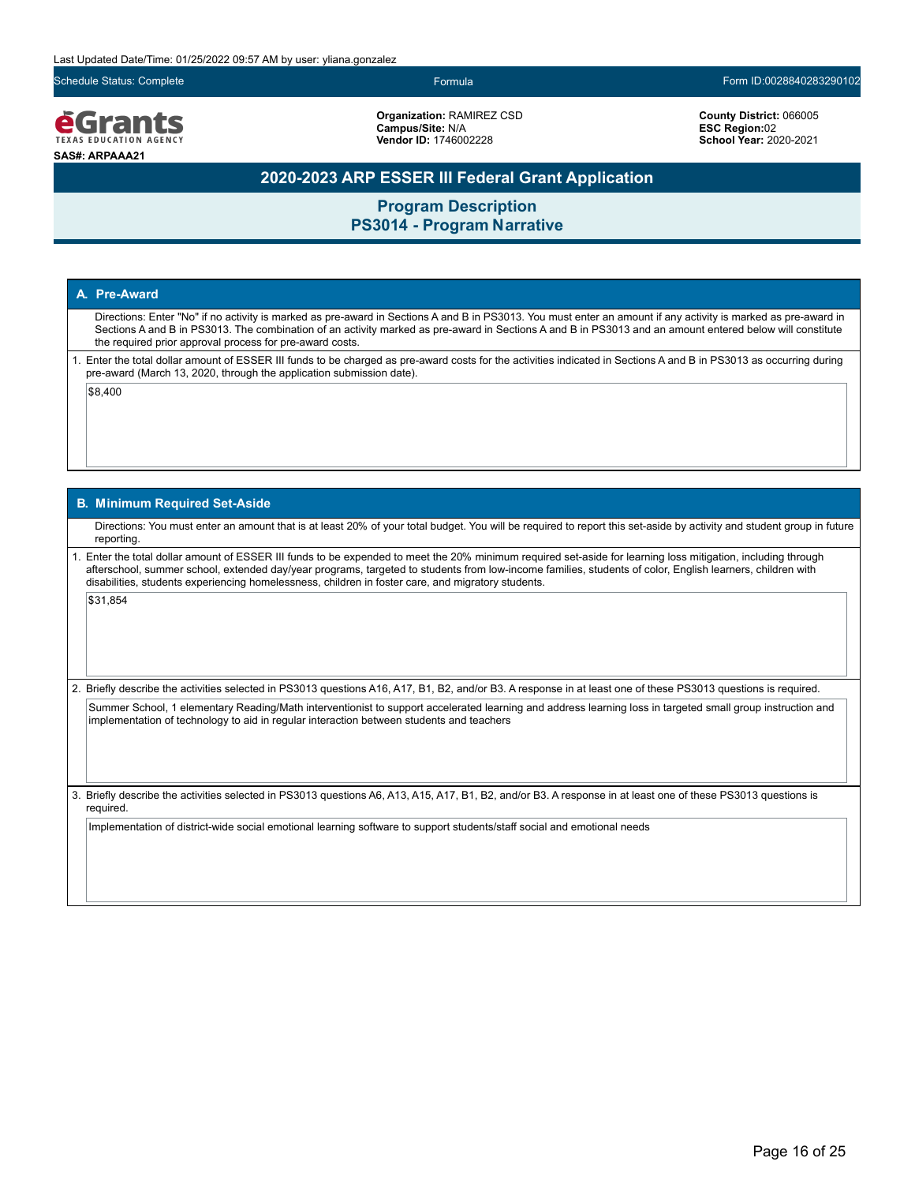Last Updated Date/Time: 01/25/2022 09:57 AM by user: yliana.gonzalez

Schedule Status: Complete | Formula | Form ID:0028840283290102

**eGrants** TEXAS EDUCATION AGENCY

**SAS#: ARPAAA21**

**Organization:** RAMIREZ CSD
**Campus/Site:** N/A
**Vendor ID:** 1746002228

**County District:** 066005
**ESC Region:** 02
**School Year:** 2020-2021

# 2020-2023 ARP ESSER III Federal Grant Application

## Program Description
## PS3014 - Program Narrative

### A. Pre-Award

Directions: Enter "No" if no activity is marked as pre-award in Sections A and B in PS3013. You must enter an amount if any activity is marked as pre-award in Sections A and B in PS3013. The combination of an activity marked as pre-award in Sections A and B in PS3013 and an amount entered below will constitute the required prior approval process for pre-award costs.

1. Enter the total dollar amount of ESSER III funds to be charged as pre-award costs for the activities indicated in Sections A and B in PS3013 as occurring during pre-award (March 13, 2020, through the application submission date).

   $8,400

### B. Minimum Required Set-Aside

Directions: You must enter an amount that is at least 20% of your total budget. You will be required to report this set-aside by activity and student group in future reporting.

1. Enter the total dollar amount of ESSER III funds to be expended to meet the 20% minimum required set-aside for learning loss mitigation, including through afterschool, summer school, extended day/year programs, targeted to students from low-income families, students of color, English learners, children with disabilities, students experiencing homelessness, children in foster care, and migratory students.

   $31,854

2. Briefly describe the activities selected in PS3013 questions A16, A17, B1, B2, and/or B3. A response in at least one of these PS3013 questions is required.

   Summer School, 1 elementary Reading/Math interventionist to support accelerated learning and address learning loss in targeted small group instruction and implementation of technology to aid in regular interaction between students and teachers

3. Briefly describe the activities selected in PS3013 questions A6, A13, A15, A17, B1, B2, and/or B3. A response in at least one of these PS3013 questions is required.

   Implementation of district-wide social emotional learning software to support students/staff social and emotional needs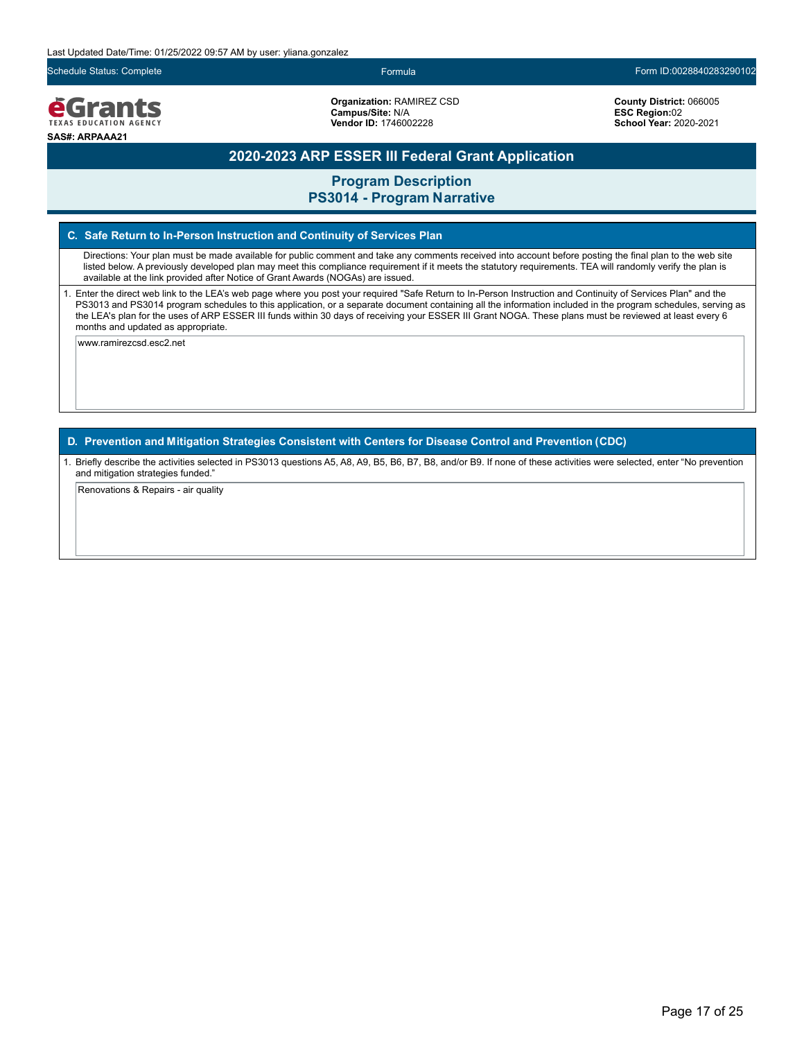Last Updated Date/Time: 01/25/2022 09:57 AM by user: yliana.gonzalez

Schedule Status: Complete | Formula | Form ID:0028840283290102

**eGrants** TEXAS EDUCATION AGENCY

**SAS#: ARPAAA21**

**Organization:** RAMIREZ CSD
**Campus/Site:** N/A
**Vendor ID:** 1746002228

**County District:** 066005
**ESC Region:**02
**School Year:** 2020-2021

# 2020-2023 ARP ESSER III Federal Grant Application

## Program Description
## PS3014 - Program Narrative

### C. Safe Return to In-Person Instruction and Continuity of Services Plan

Directions: Your plan must be made available for public comment and take any comments received into account before posting the final plan to the web site listed below. A previously developed plan may meet this compliance requirement if it meets the statutory requirements. TEA will randomly verify the plan is available at the link provided after Notice of Grant Awards (NOGAs) are issued.

1. Enter the direct web link to the LEA's web page where you post your required "Safe Return to In-Person Instruction and Continuity of Services Plan" and the PS3013 and PS3014 program schedules to this application, or a separate document containing all the information included in the program schedules, serving as the LEA's plan for the uses of ARP ESSER III funds within 30 days of receiving your ESSER III Grant NOGA. These plans must be reviewed at least every 6 months and updated as appropriate.

www.ramirezcsd.esc2.net

### D. Prevention and Mitigation Strategies Consistent with Centers for Disease Control and Prevention (CDC)

1. Briefly describe the activities selected in PS3013 questions A5, A8, A9, B5, B6, B7, B8, and/or B9. If none of these activities were selected, enter "No prevention and mitigation strategies funded."

Renovations & Repairs - air quality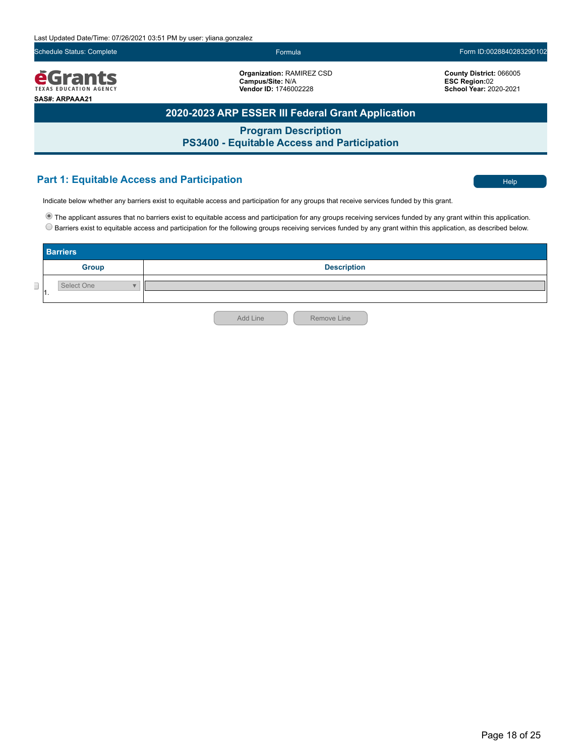Last Updated Date/Time: 07/26/2021 03:51 PM by user: yliana.gonzalez

Schedule Status: Complete | Formula | Form ID:0028840283290102

**Organization:** RAMIREZ CSD
**Campus/Site:** N/A
**Vendor ID:** 1746002228

**County District:** 066005
**ESC Region:**02
**School Year:** 2020-2021

**SAS#: ARPAAA21**

# 2020-2023 ARP ESSER III Federal Grant Application

## Program Description
## PS3400 - Equitable Access and Participation

### Part 1: Equitable Access and Participation

Help

Indicate below whether any barriers exist to equitable access and participation for any groups that receive services funded by this grant.

- (●) The applicant assures that no barriers exist to equitable access and participation for any groups receiving services funded by any grant within this application.
- ( ) Barriers exist to equitable access and participation for the following groups receiving services funded by any grant within this application, as described below.

**Barriers**

| Group | Description |
|---|---|
| 1. Select One | |

Add Line | Remove Line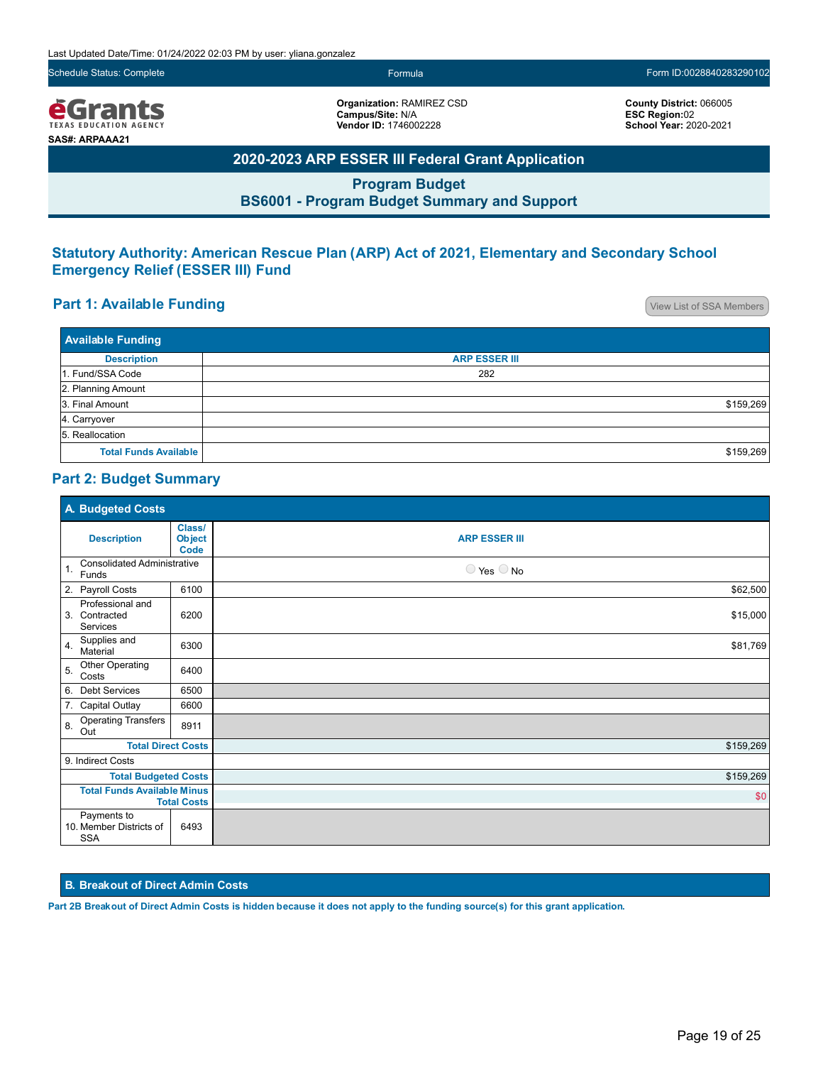Last Updated Date/Time: 01/24/2022 02:03 PM by user: yliana.gonzalez

Schedule Status: Complete | Formula | Form ID:0028840283290102

**Organization:** RAMIREZ CSD
**Campus/Site:** N/A
**Vendor ID:** 1746002228

**County District:** 066005
**ESC Region:**02
**School Year:** 2020-2021

**SAS#: ARPAAA21**

## 2020-2023 ARP ESSER III Federal Grant Application

### Program Budget
### BS6001 - Program Budget Summary and Support

## Statutory Authority: American Rescue Plan (ARP) Act of 2021, Elementary and Secondary School Emergency Relief (ESSER III) Fund

## Part 1: Available Funding

View List of SSA Members

**Available Funding**

| Description | ARP ESSER III |
|---|---|
| 1. Fund/SSA Code | 282 |
| 2. Planning Amount | |
| 3. Final Amount | $159,269 |
| 4. Carryover | |
| 5. Reallocation | |
| **Total Funds Available** | $159,269 |

## Part 2: Budget Summary

**A. Budgeted Costs**

| Description | Class/ Object Code | ARP ESSER III |
|---|---|---|
| 1. Consolidated Administrative Funds | | ○ Yes ○ No |
| 2. Payroll Costs | 6100 | $62,500 |
| 3. Professional and Contracted Services | 6200 | $15,000 |
| 4. Supplies and Material | 6300 | $81,769 |
| 5. Other Operating Costs | 6400 | |
| 6. Debt Services | 6500 | |
| 7. Capital Outlay | 6600 | |
| 8. Operating Transfers Out | 8911 | |
| **Total Direct Costs** | | $159,269 |
| 9. Indirect Costs | | |
| **Total Budgeted Costs** | | $159,269 |
| **Total Funds Available Minus Total Costs** | | $0 |
| 10. Payments to Member Districts of SSA | 6493 | |

**B. Breakout of Direct Admin Costs**

**Part 2B Breakout of Direct Admin Costs is hidden because it does not apply to the funding source(s) for this grant application.**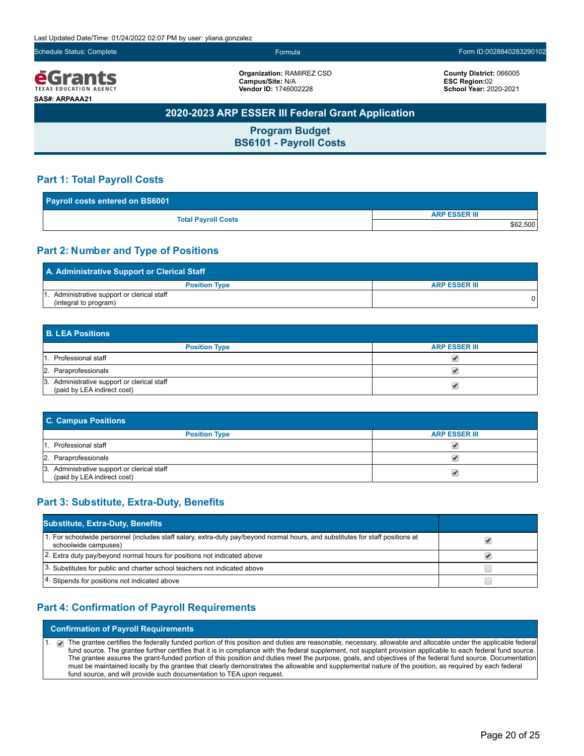Last Updated Date/Time: 01/24/2022 02:07 PM by user: yliana.gonzalez

Schedule Status: Complete | Formula | Form ID:0028840283290102

**eGrants** TEXAS EDUCATION AGENCY

**SAS#: ARPAAA21**

**Organization:** RAMIREZ CSD
**Campus/Site:** N/A
**Vendor ID:** 1746002228

**County District:** 066005
**ESC Region:**02
**School Year:** 2020-2021

# 2020-2023 ARP ESSER III Federal Grant Application

## Program Budget
## BS6101 - Payroll Costs

### Part 1: Total Payroll Costs

| Payroll costs entered on BS6001 | |
|---|---|
| | ARP ESSER III |
| Total Payroll Costs | $62,500 |

### Part 2: Number and Type of Positions

**A. Administrative Support or Clerical Staff**

| Position Type | ARP ESSER III |
|---|---|
| 1. Administrative support or clerical staff (integral to program) | 0 |

**B. LEA Positions**

| Position Type | ARP ESSER III |
|---|---|
| 1. Professional staff | ☑ |
| 2. Paraprofessionals | ☑ |
| 3. Administrative support or clerical staff (paid by LEA indirect cost) | ☑ |

**C. Campus Positions**

| Position Type | ARP ESSER III |
|---|---|
| 1. Professional staff | ☑ |
| 2. Paraprofessionals | ☑ |
| 3. Administrative support or clerical staff (paid by LEA indirect cost) | ☑ |

### Part 3: Substitute, Extra-Duty, Benefits

| Substitute, Extra-Duty, Benefits | |
|---|---|
| 1. For schoolwide personnel (includes staff salary, extra-duty pay/beyond normal hours, and substitutes for staff positions at schoolwide campuses) | ☑ |
| 2. Extra duty pay/beyond normal hours for positions not indicated above | ☑ |
| 3. Substitutes for public and charter school teachers not indicated above | ☐ |
| 4. Stipends for positions not indicated above | ☐ |

### Part 4: Confirmation of Payroll Requirements

**Confirmation of Payroll Requirements**

1. ☑ The grantee certifies the federally funded portion of this position and duties are reasonable, necessary, allowable and allocable under the applicable federal fund source. The grantee further certifies that it is in compliance with the federal supplement, not supplant provision applicable to each federal fund source. The grantee assures the grant-funded portion of this position and duties meet the purpose, goals, and objectives of the federal fund source. Documentation must be maintained locally by the grantee that clearly demonstrates the allowable and supplemental nature of the position, as required by each federal fund source, and will provide such documentation to TEA upon request.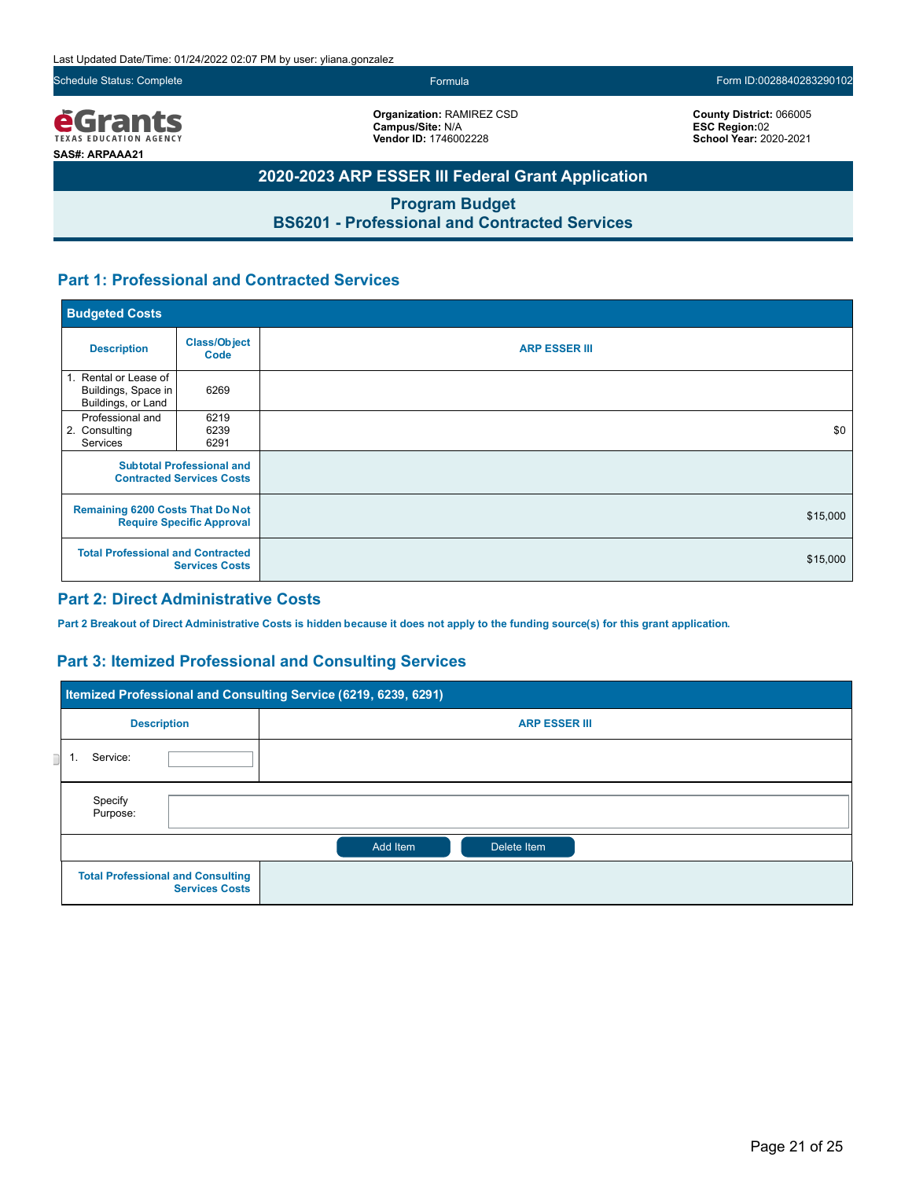Last Updated Date/Time: 01/24/2022 02:07 PM by user: yliana.gonzalez

Schedule Status: Complete | Formula | Form ID:0028840283290102

**eGrants** TEXAS EDUCATION AGENCY

**SAS#: ARPAAA21**

**Organization:** RAMIREZ CSD
**Campus/Site:** N/A
**Vendor ID:** 1746002228

**County District:** 066005
**ESC Region:**02
**School Year:** 2020-2021

# 2020-2023 ARP ESSER III Federal Grant Application

## Program Budget
## BS6201 - Professional and Contracted Services

## Part 1: Professional and Contracted Services

| Budgeted Costs | | |
|---|---|---|
| **Description** | **Class/Object Code** | **ARP ESSER III** |
| 1. Rental or Lease of Buildings, Space in Buildings, or Land | 6269 | |
| 2. Professional and Consulting Services | 6219 6239 6291 | $0 |
| **Subtotal Professional and Contracted Services Costs** | | |
| **Remaining 6200 Costs That Do Not Require Specific Approval** | | $15,000 |
| **Total Professional and Contracted Services Costs** | | $15,000 |

## Part 2: Direct Administrative Costs

**Part 2 Breakout of Direct Administrative Costs is hidden because it does not apply to the funding source(s) for this grant application.**

## Part 3: Itemized Professional and Consulting Services

| Itemized Professional and Consulting Service (6219, 6239, 6291) | |
|---|---|
| **Description** | **ARP ESSER III** |
| 1. Service: | |
| Specify Purpose: | |
| Add Item / Delete Item | |
| **Total Professional and Consulting Services Costs** | |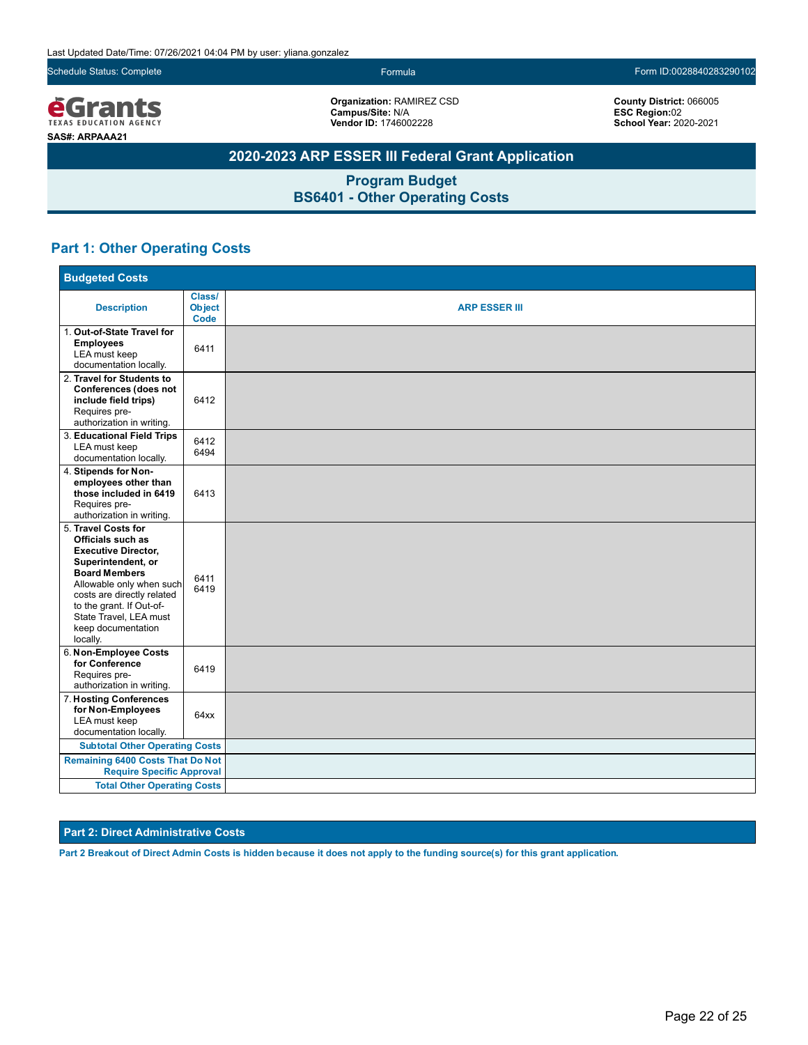Last Updated Date/Time: 07/26/2021 04:04 PM by user: yliana.gonzalez

Schedule Status: Complete | Formula | Form ID:0028840283290102

**Organization:** RAMIREZ CSD
**Campus/Site:** N/A
**Vendor ID:** 1746002228

**County District:** 066005
**ESC Region:**02
**School Year:** 2020-2021

SAS#: ARPAAA21

## 2020-2023 ARP ESSER III Federal Grant Application

### Program Budget
### BS6401 - Other Operating Costs

## Part 1: Other Operating Costs

**Budgeted Costs**

| Description | Class/ Object Code | ARP ESSER III |
|---|---|---|
| 1. **Out-of-State Travel for Employees** LEA must keep documentation locally. | 6411 | |
| 2. **Travel for Students to Conferences (does not include field trips)** Requires pre-authorization in writing. | 6412 | |
| 3. **Educational Field Trips** LEA must keep documentation locally. | 6412 6494 | |
| 4. **Stipends for Non-employees other than those included in 6419** Requires pre-authorization in writing. | 6413 | |
| 5. **Travel Costs for Officials such as Executive Director, Superintendent, or Board Members** Allowable only when such costs are directly related to the grant. If Out-of-State Travel, LEA must keep documentation locally. | 6411 6419 | |
| 6. **Non-Employee Costs for Conference** Requires pre-authorization in writing. | 6419 | |
| 7. **Hosting Conferences for Non-Employees** LEA must keep documentation locally. | 64xx | |
| **Subtotal Other Operating Costs** | | |
| **Remaining 6400 Costs That Do Not Require Specific Approval** | | |
| **Total Other Operating Costs** | | |

**Part 2: Direct Administrative Costs**

**Part 2 Breakout of Direct Admin Costs is hidden because it does not apply to the funding source(s) for this grant application.**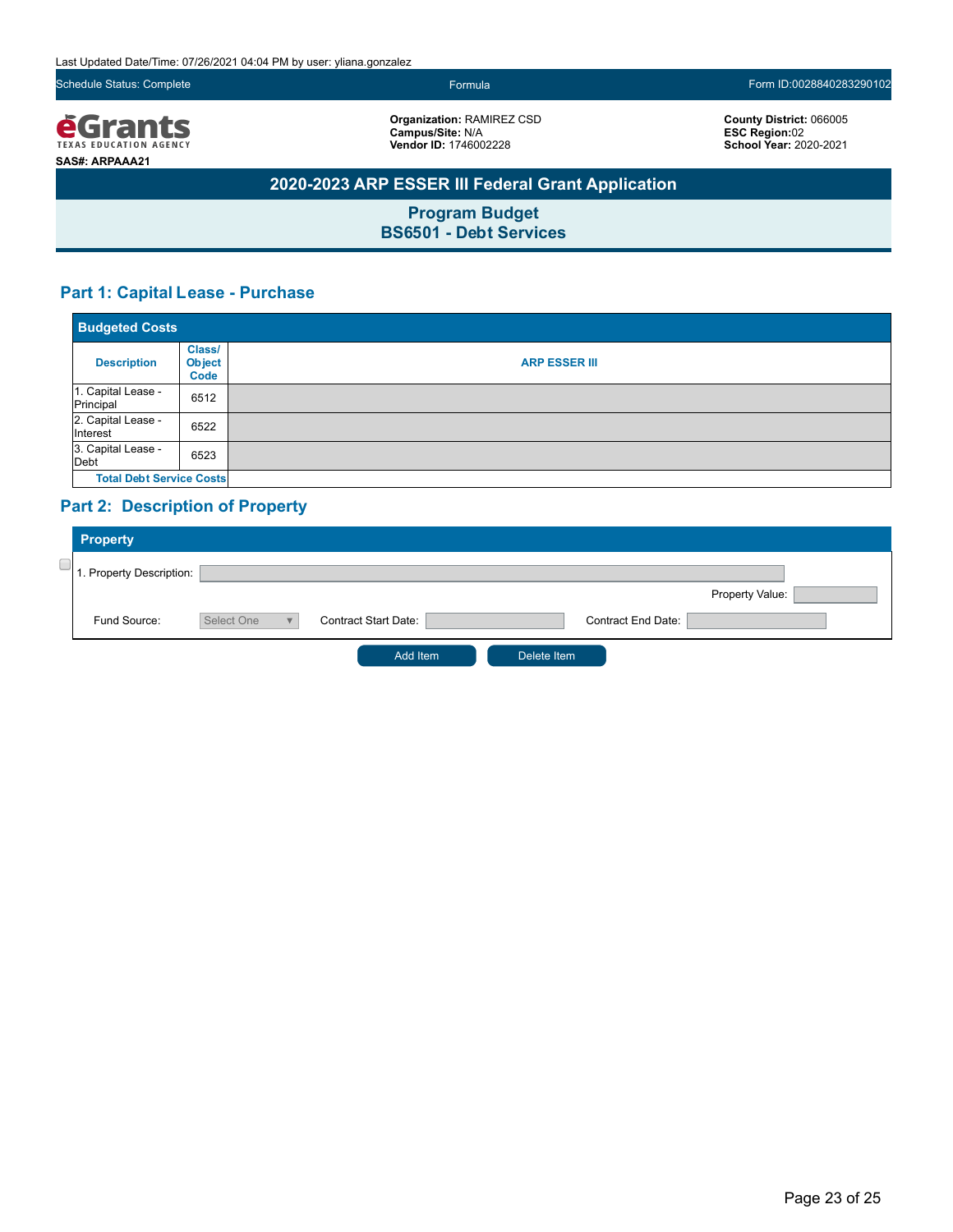Last Updated Date/Time: 07/26/2021 04:04 PM by user: yliana.gonzalez

Schedule Status: Complete | Formula | Form ID:0028840283290102

**eGrants** TEXAS EDUCATION AGENCY

**SAS#: ARPAAA21**

**Organization:** RAMIREZ CSD
**Campus/Site:** N/A
**Vendor ID:** 1746002228

**County District:** 066005
**ESC Region:**02
**School Year:** 2020-2021

# 2020-2023 ARP ESSER III Federal Grant Application

## Program Budget
## BS6501 - Debt Services

### Part 1: Capital Lease - Purchase

**Budgeted Costs**

| Description | Class/ Object Code | ARP ESSER III |
|---|---|---|
| 1. Capital Lease - Principal | 6512 | |
| 2. Capital Lease - Interest | 6522 | |
| 3. Capital Lease - Debt | 6523 | |
| **Total Debt Service Costs** | | |

### Part 2: Description of Property

**Property**

1. Property Description:

Property Value:

Fund Source: Select One | Contract Start Date: | Contract End Date:

Add Item | Delete Item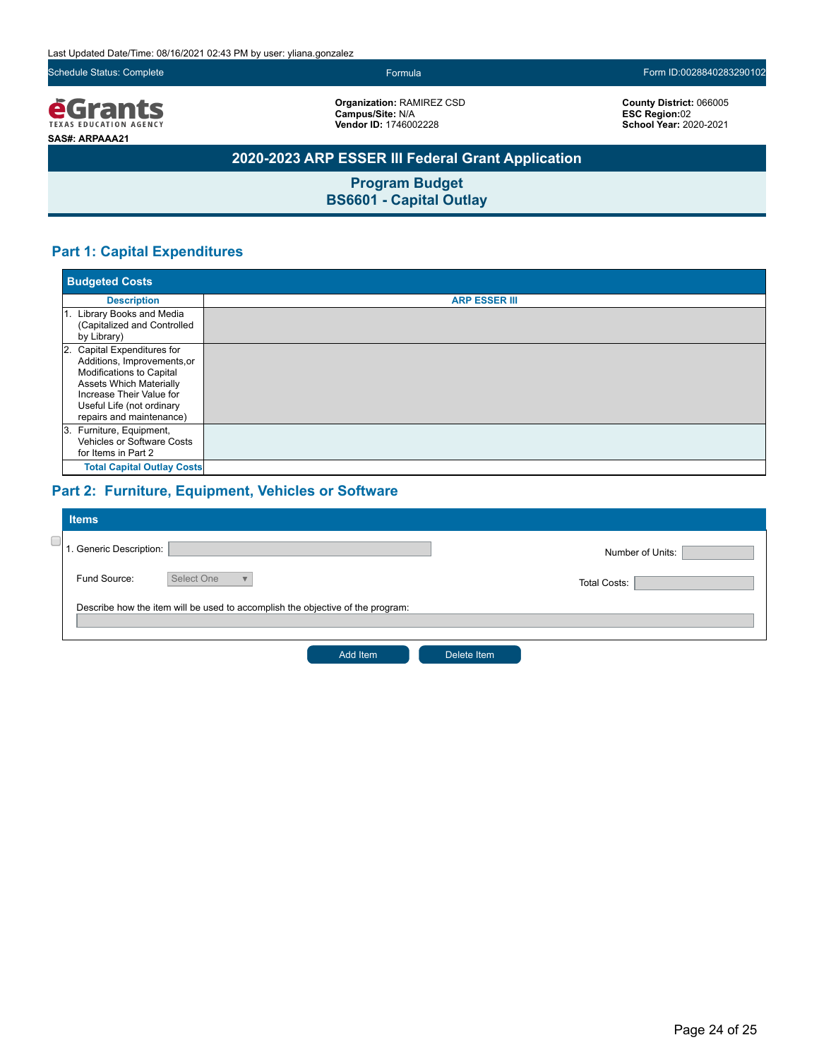Last Updated Date/Time: 08/16/2021 02:43 PM by user: yliana.gonzalez

Schedule Status: Complete | Formula | Form ID:0028840283290102

**eGrants** TEXAS EDUCATION AGENCY

**SAS#: ARPAAA21**

**Organization:** RAMIREZ CSD
**Campus/Site:** N/A
**Vendor ID:** 1746002228

**County District:** 066005
**ESC Region:**02
**School Year:** 2020-2021

# 2020-2023 ARP ESSER III Federal Grant Application

## Program Budget
## BS6601 - Capital Outlay

### Part 1: Capital Expenditures

**Budgeted Costs**

| Description | ARP ESSER III |
|---|---|
| 1. Library Books and Media (Capitalized and Controlled by Library) | |
| 2. Capital Expenditures for Additions, Improvements,or Modifications to Capital Assets Which Materially Increase Their Value for Useful Life (not ordinary repairs and maintenance) | |
| 3. Furniture, Equipment, Vehicles or Software Costs for Items in Part 2 | |
| Total Capital Outlay Costs | |

### Part 2: Furniture, Equipment, Vehicles or Software

**Items**

1. Generic Description:

Number of Units:

Fund Source: Select One

Total Costs:

Describe how the item will be used to accomplish the objective of the program:

Add Item | Delete Item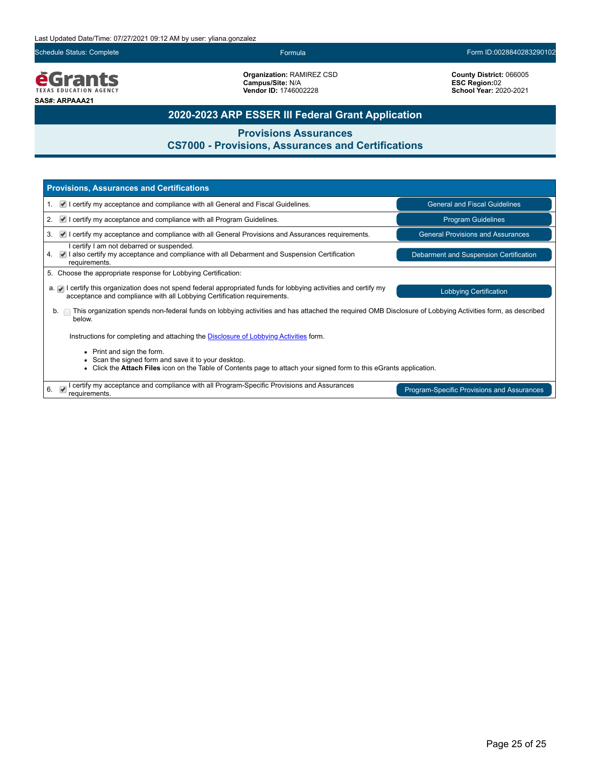Last Updated Date/Time: 07/27/2021 09:12 AM by user: yliana.gonzalez

Schedule Status: Complete | Formula | Form ID:0028840283290102

**eGrants** TEXAS EDUCATION AGENCY

**SAS#: ARPAAA21**

**Organization:** RAMIREZ CSD
**Campus/Site:** N/A
**Vendor ID:** 1746002228

**County District:** 066005
**ESC Region:**02
**School Year:** 2020-2021

# 2020-2023 ARP ESSER III Federal Grant Application

## Provisions Assurances
## CS7000 - Provisions, Assurances and Certifications

### Provisions, Assurances and Certifications

1. ☑ I certify my acceptance and compliance with all General and Fiscal Guidelines. — General and Fiscal Guidelines
2. ☑ I certify my acceptance and compliance with all Program Guidelines. — Program Guidelines
3. ☑ I certify my acceptance and compliance with all General Provisions and Assurances requirements. — General Provisions and Assurances
4. ☑ I certify I am not debarred or suspended. I also certify my acceptance and compliance with all Debarment and Suspension Certification requirements. — Debarment and Suspension Certification
5. Choose the appropriate response for Lobbying Certification:

   a. ☑ I certify this organization does not spend federal appropriated funds for lobbying activities and certify my acceptance and compliance with all Lobbying Certification requirements. — Lobbying Certification

   b. ☐ This organization spends non-federal funds on lobbying activities and has attached the required OMB Disclosure of Lobbying Activities form, as described below.

   Instructions for completing and attaching the Disclosure of Lobbying Activities form.

   - Print and sign the form.
   - Scan the signed form and save it to your desktop.
   - Click the **Attach Files** icon on the Table of Contents page to attach your signed form to this eGrants application.

6. ☑ I certify my acceptance and compliance with all Program-Specific Provisions and Assurances requirements. — Program-Specific Provisions and Assurances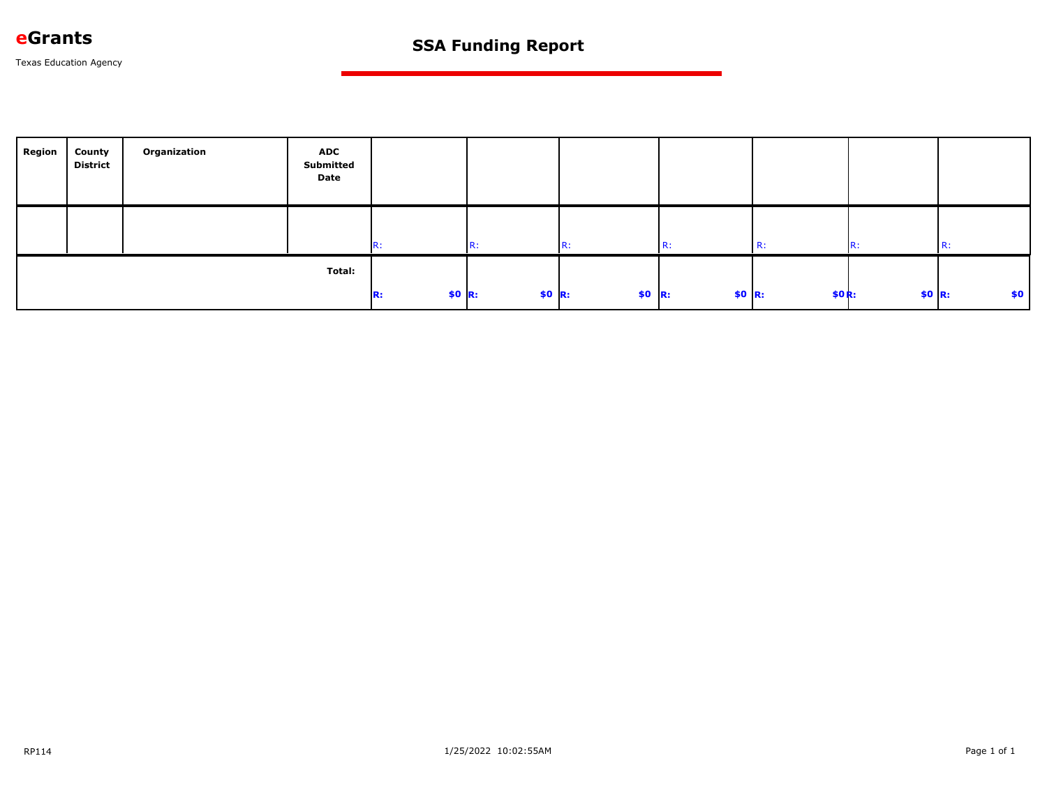**eGrants**

Texas Education Agency

# SSA Funding Report

| Region | County District | Organization | ADC Submitted Date | | | | | | | |
|---|---|---|---|---|---|---|---|---|---|---|
| | | | | R: | R: | R: | R: | R: | R: | R: |
| | | | Total: | **R: $0** | **R: $0** | **R: $0** | **R: $0** | **R: $0** | **R: $0** | **R: $0** |

RP114

1/25/2022 10:02:55AM